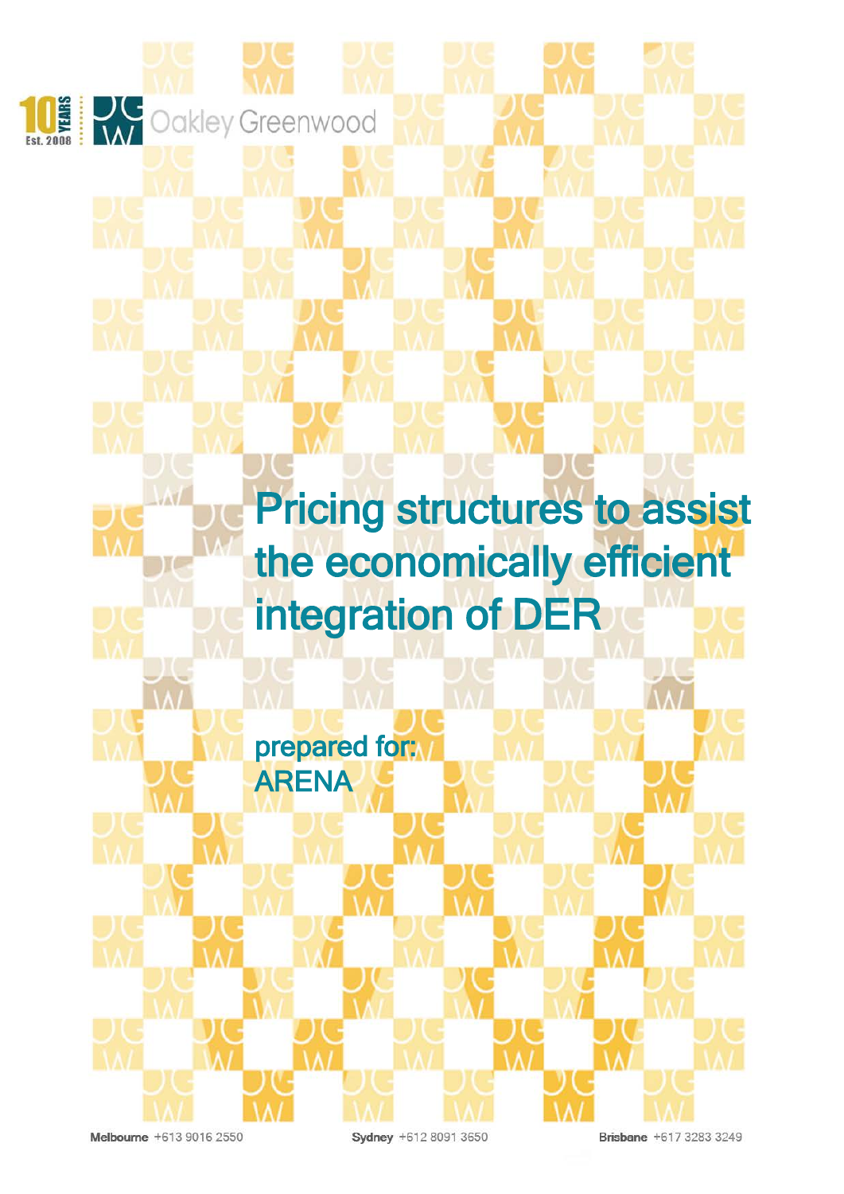10 YEARS Est. 2008 Oakley Greenwood

# Pricing structures to assist the economically efficient integration of DER

**prepared for:**
**ARENA**

**Melbourne** +613 9016 2550 **Sydney** +612 8091 3650 **Brisbane** +617 3283 3249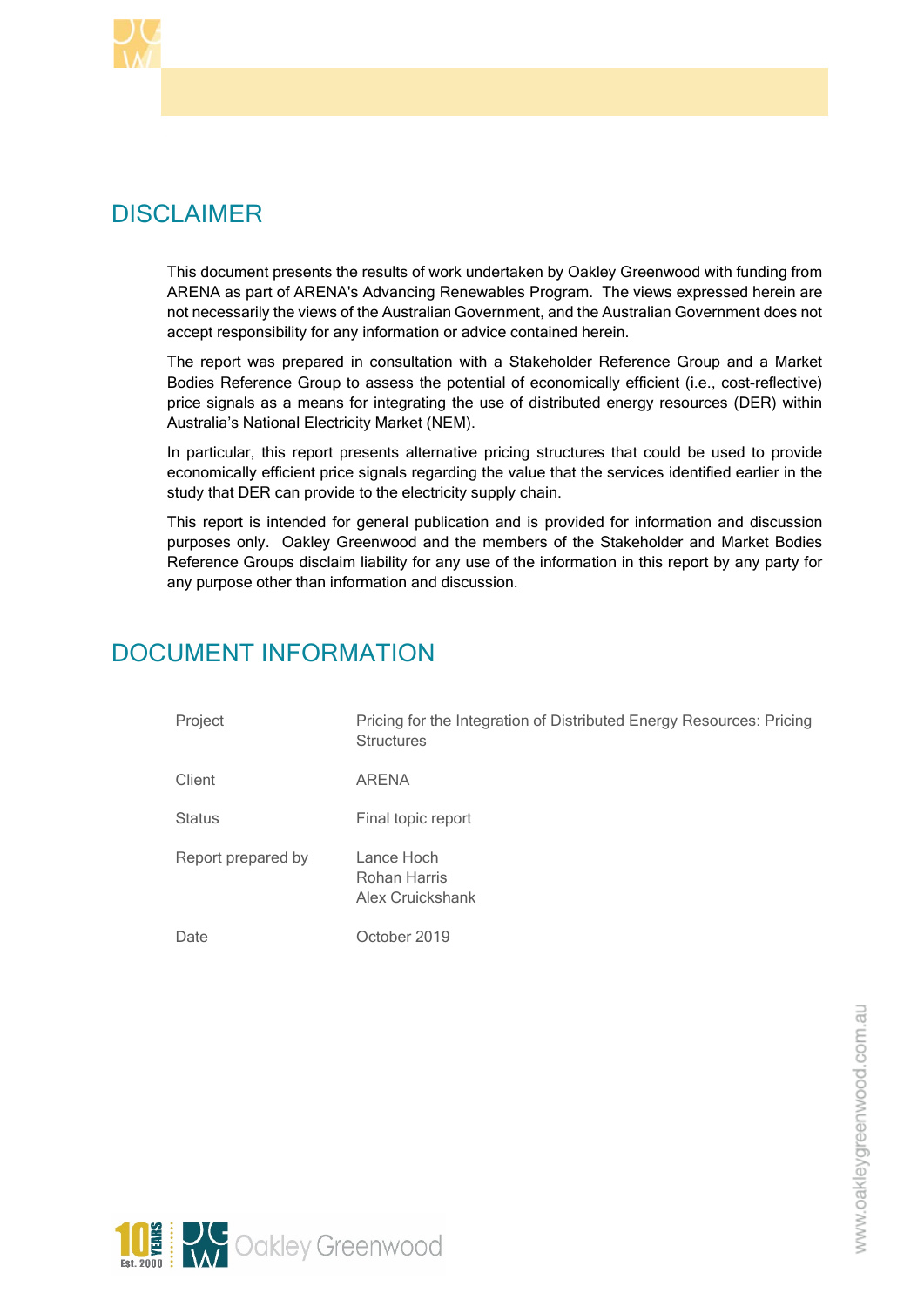# DISCLAIMER

This document presents the results of work undertaken by Oakley Greenwood with funding from ARENA as part of ARENA's Advancing Renewables Program. The views expressed herein are not necessarily the views of the Australian Government, and the Australian Government does not accept responsibility for any information or advice contained herein.

The report was prepared in consultation with a Stakeholder Reference Group and a Market Bodies Reference Group to assess the potential of economically efficient (i.e., cost-reflective) price signals as a means for integrating the use of distributed energy resources (DER) within Australia's National Electricity Market (NEM).

In particular, this report presents alternative pricing structures that could be used to provide economically efficient price signals regarding the value that the services identified earlier in the study that DER can provide to the electricity supply chain.

This report is intended for general publication and is provided for information and discussion purposes only. Oakley Greenwood and the members of the Stakeholder and Market Bodies Reference Groups disclaim liability for any use of the information in this report by any party for any purpose other than information and discussion.

# DOCUMENT INFORMATION

| | |
|---|---|
| Project | Pricing for the Integration of Distributed Energy Resources: Pricing Structures |
| Client | ARENA |
| Status | Final topic report |
| Report prepared by | Lance Hoch<br>Rohan Harris<br>Alex Cruickshank |
| Date | October 2019 |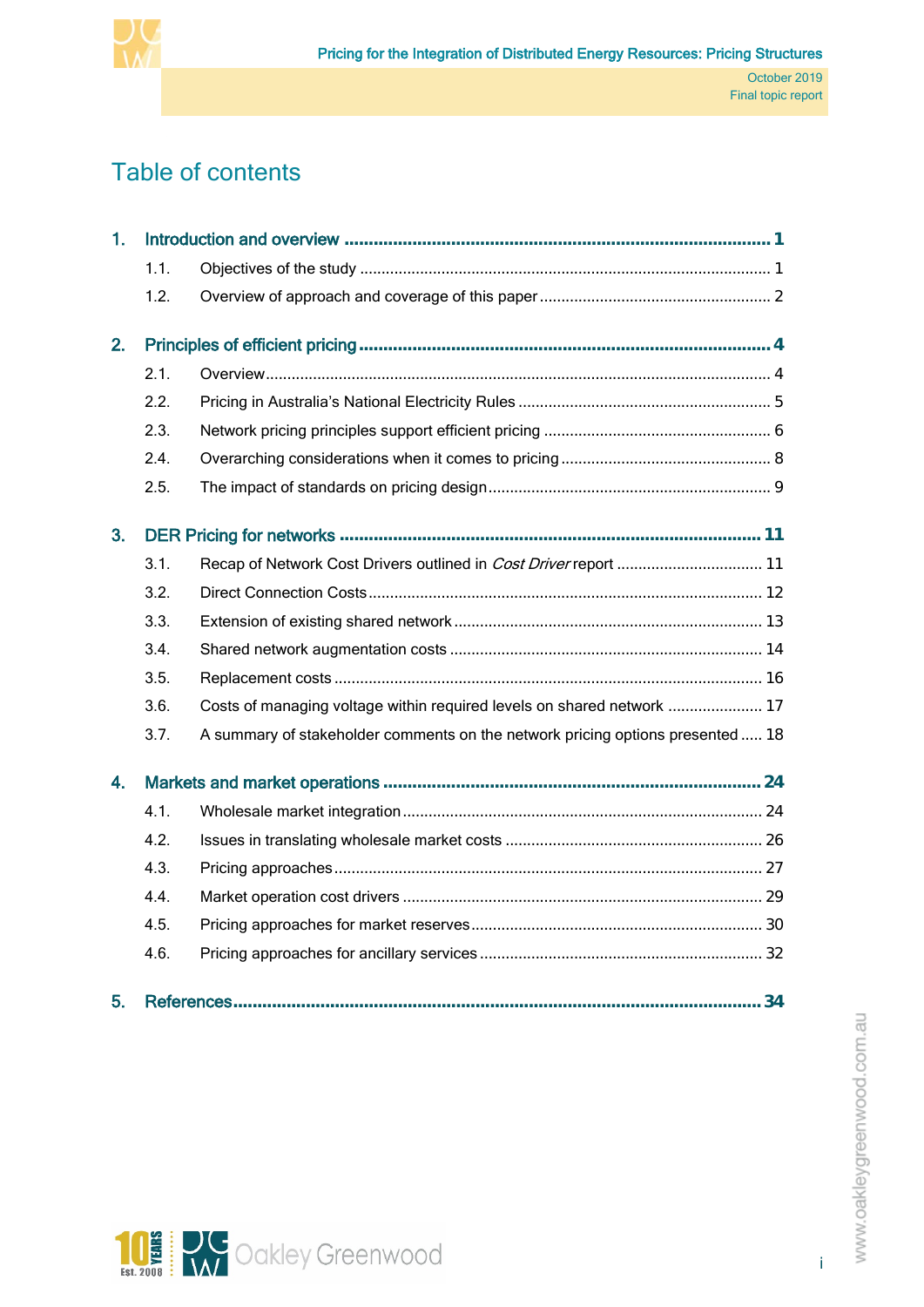# Table of contents

1. **Introduction and overview** ..... 1
   - 1.1. Objectives of the study ..... 1
   - 1.2. Overview of approach and coverage of this paper ..... 2
2. **Principles of efficient pricing** ..... 4
   - 2.1. Overview ..... 4
   - 2.2. Pricing in Australia's National Electricity Rules ..... 5
   - 2.3. Network pricing principles support efficient pricing ..... 6
   - 2.4. Overarching considerations when it comes to pricing ..... 8
   - 2.5. The impact of standards on pricing design ..... 9
3. **DER Pricing for networks** ..... 11
   - 3.1. Recap of Network Cost Drivers outlined in *Cost Driver* report ..... 11
   - 3.2. Direct Connection Costs ..... 12
   - 3.3. Extension of existing shared network ..... 13
   - 3.4. Shared network augmentation costs ..... 14
   - 3.5. Replacement costs ..... 16
   - 3.6. Costs of managing voltage within required levels on shared network ..... 17
   - 3.7. A summary of stakeholder comments on the network pricing options presented ..... 18
4. **Markets and market operations** ..... 24
   - 4.1. Wholesale market integration ..... 24
   - 4.2. Issues in translating wholesale market costs ..... 26
   - 4.3. Pricing approaches ..... 27
   - 4.4. Market operation cost drivers ..... 29
   - 4.5. Pricing approaches for market reserves ..... 30
   - 4.6. Pricing approaches for ancillary services ..... 32
5. **References** ..... 34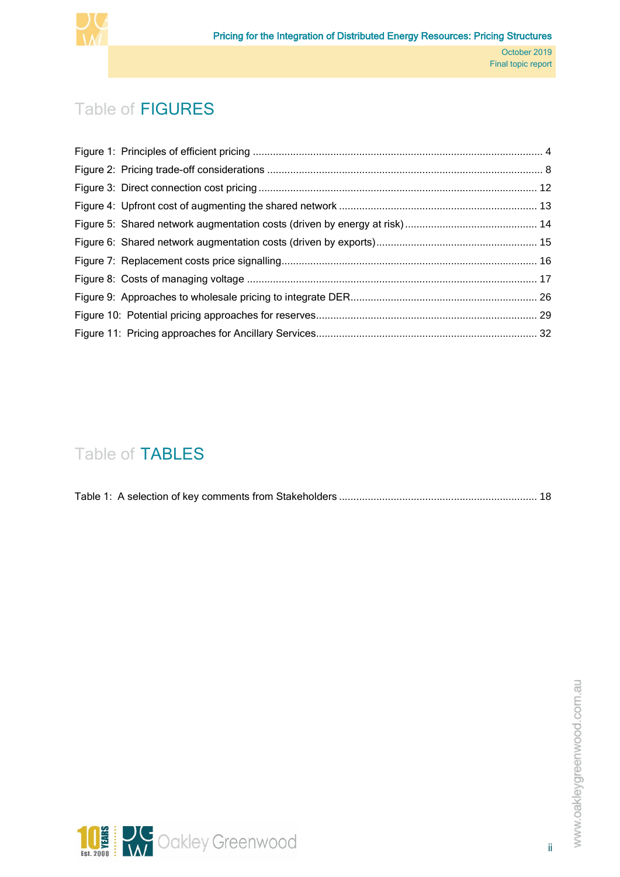# Table of FIGURES

Figure 1: Principles of efficient pricing ........................................................................................ 4
Figure 2: Pricing trade-off considerations ........................................................................................ 8
Figure 3: Direct connection cost pricing ........................................................................................ 12
Figure 4: Upfront cost of augmenting the shared network ........................................................................................ 13
Figure 5: Shared network augmentation costs (driven by energy at risk) ........................................................................................ 14
Figure 6: Shared network augmentation costs (driven by exports) ........................................................................................ 15
Figure 7: Replacement costs price signalling ........................................................................................ 16
Figure 8: Costs of managing voltage ........................................................................................ 17
Figure 9: Approaches to wholesale pricing to integrate DER ........................................................................................ 26
Figure 10: Potential pricing approaches for reserves ........................................................................................ 29
Figure 11: Pricing approaches for Ancillary Services ........................................................................................ 32

# Table of TABLES

Table 1: A selection of key comments from Stakeholders ........................................................................................ 18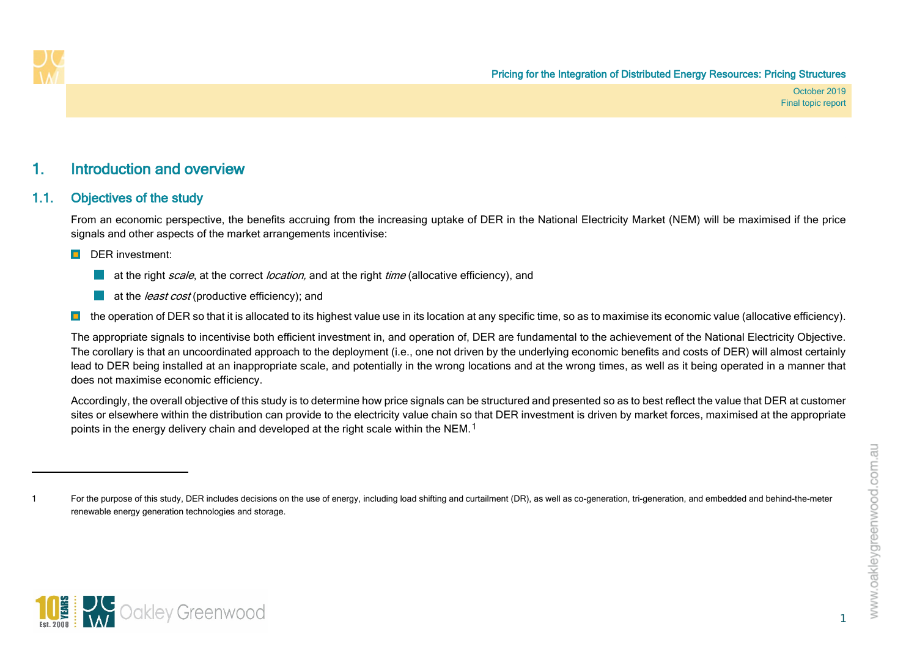# 1. Introduction and overview

## 1.1. Objectives of the study

From an economic perspective, the benefits accruing from the increasing uptake of DER in the National Electricity Market (NEM) will be maximised if the price signals and other aspects of the market arrangements incentivise:

- DER investment:
  - at the right *scale*, at the correct *location,* and at the right *time* (allocative efficiency), and
  - at the *least cost* (productive efficiency); and
- the operation of DER so that it is allocated to its highest value use in its location at any specific time, so as to maximise its economic value (allocative efficiency).

The appropriate signals to incentivise both efficient investment in, and operation of, DER are fundamental to the achievement of the National Electricity Objective. The corollary is that an uncoordinated approach to the deployment (i.e., one not driven by the underlying economic benefits and costs of DER) will almost certainly lead to DER being installed at an inappropriate scale, and potentially in the wrong locations and at the wrong times, as well as it being operated in a manner that does not maximise economic efficiency.

Accordingly, the overall objective of this study is to determine how price signals can be structured and presented so as to best reflect the value that DER at customer sites or elsewhere within the distribution can provide to the electricity value chain so that DER investment is driven by market forces, maximised at the appropriate points in the energy delivery chain and developed at the right scale within the NEM.[1]

---

[1] For the purpose of this study, DER includes decisions on the use of energy, including load shifting and curtailment (DR), as well as co-generation, tri-generation, and embedded and behind-the-meter renewable energy generation technologies and storage.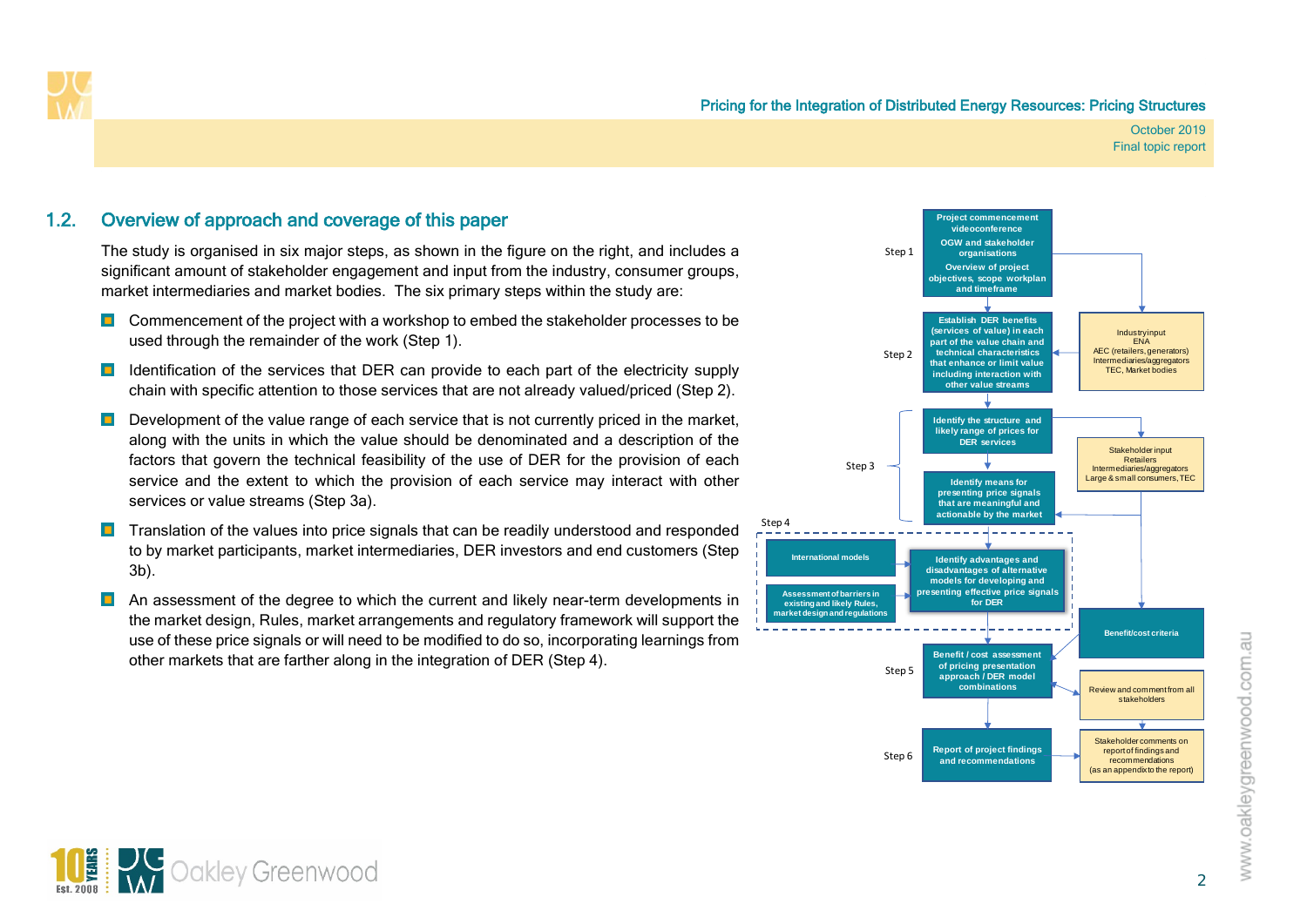## 1.2. Overview of approach and coverage of this paper

The study is organised in six major steps, as shown in the figure on the right, and includes a significant amount of stakeholder engagement and input from the industry, consumer groups, market intermediaries and market bodies. The six primary steps within the study are:

- Commencement of the project with a workshop to embed the stakeholder processes to be used through the remainder of the work (Step 1).
- Identification of the services that DER can provide to each part of the electricity supply chain with specific attention to those services that are not already valued/priced (Step 2).
- Development of the value range of each service that is not currently priced in the market, along with the units in which the value should be denominated and a description of the factors that govern the technical feasibility of the use of DER for the provision of each service and the extent to which the provision of each service may interact with other services or value streams (Step 3a).
- Translation of the values into price signals that can be readily understood and responded to by market participants, market intermediaries, DER investors and end customers (Step 3b).
- An assessment of the degree to which the current and likely near-term developments in the market design, Rules, market arrangements and regulatory framework will support the use of these price signals or will need to be modified to do so, incorporating learnings from other markets that are farther along in the integration of DER (Step 4).

Step 1: Project commencement videoconference; OGW and stakeholder organisations; Overview of project objectives, scope workplan and timeframe

Step 2: Establish DER benefits (services of value) in each part of the value chain and technical characteristics that enhance or limit value including interaction with other value streams

Industry input: ENA; AEC (retailers, generators); Intermediaries/aggregators; TEC, Market bodies

Step 3: Identify the structure and likely range of prices for DER services; Identify means for presenting price signals that are meaningful and actionable by the market

Stakeholder input: Retailers; Intermediaries/aggregators; Large & small consumers, TEC

Step 4: International models; Assessment of barriers in existing and likely Rules, market design and regulations; Identify advantages and disadvantages of alternative models for developing and presenting effective price signals for DER

Benefit/cost criteria

Step 5: Benefit / cost assessment of pricing presentation approach / DER model combinations

Review and comment from all stakeholders

Step 6: Report of project findings and recommendations

Stakeholder comments on report of findings and recommendations (as an appendix to the report)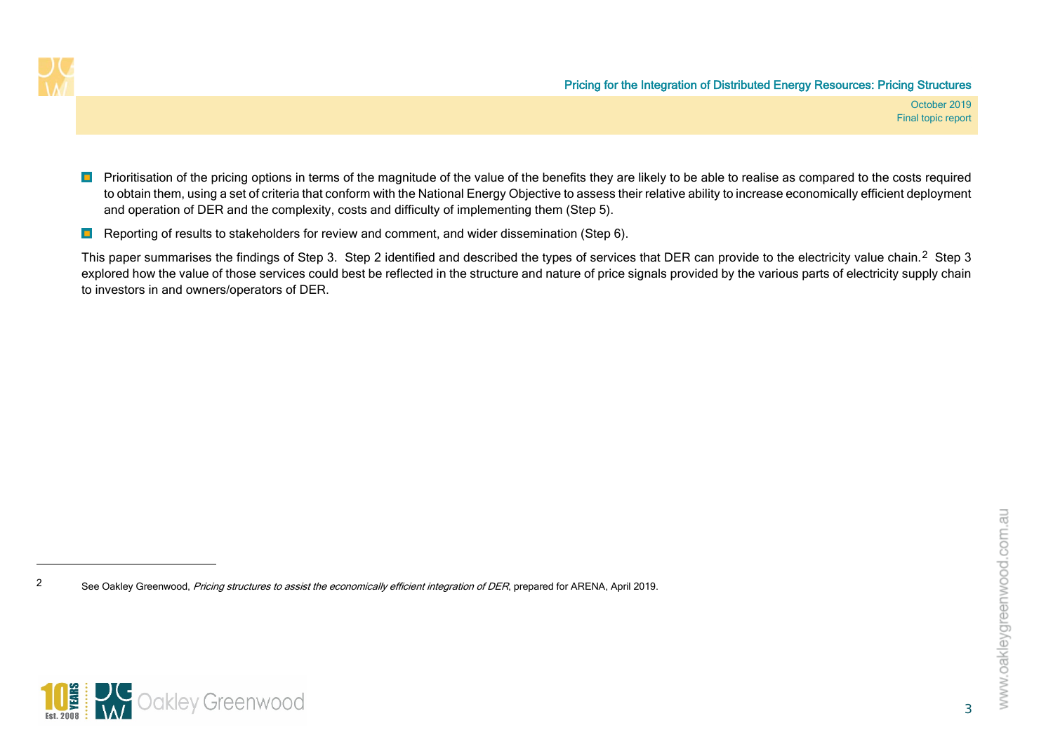- Prioritisation of the pricing options in terms of the magnitude of the value of the benefits they are likely to be able to realise as compared to the costs required to obtain them, using a set of criteria that conform with the National Energy Objective to assess their relative ability to increase economically efficient deployment and operation of DER and the complexity, costs and difficulty of implementing them (Step 5).
- Reporting of results to stakeholders for review and comment, and wider dissemination (Step 6).

This paper summarises the findings of Step 3. Step 2 identified and described the types of services that DER can provide to the electricity value chain.[2] Step 3 explored how the value of those services could best be reflected in the structure and nature of price signals provided by the various parts of electricity supply chain to investors in and owners/operators of DER.

---

2 See Oakley Greenwood, *Pricing structures to assist the economically efficient integration of DER*, prepared for ARENA, April 2019.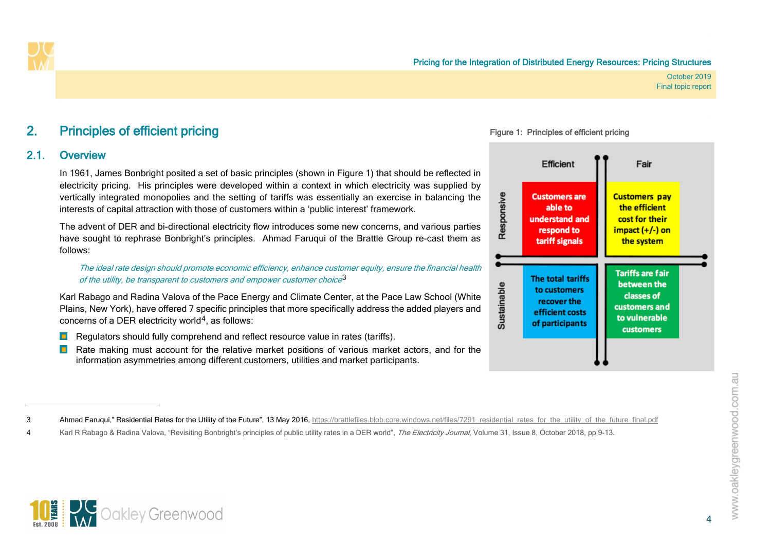## 2. Principles of efficient pricing

### 2.1. Overview

In 1961, James Bonbright posited a set of basic principles (shown in Figure 1) that should be reflected in electricity pricing. His principles were developed within a context in which electricity was supplied by vertically integrated monopolies and the setting of tariffs was essentially an exercise in balancing the interests of capital attraction with those of customers within a 'public interest' framework.

The advent of DER and bi-directional electricity flow introduces some new concerns, and various parties have sought to rephrase Bonbright's principles. Ahmad Faruqui of the Brattle Group re-cast them as follows:

> *The ideal rate design should promote economic efficiency, enhance customer equity, ensure the financial health of the utility, be transparent to customers and empower customer choice*[3]

Karl Rabago and Radina Valova of the Pace Energy and Climate Center, at the Pace Law School (White Plains, New York), have offered 7 specific principles that more specifically address the added players and concerns of a DER electricity world[4], as follows:

- Regulators should fully comprehend and reflect resource value in rates (tariffs).
- Rate making must account for the relative market positions of various market actors, and for the information asymmetries among different customers, utilities and market participants.

Figure 1: Principles of efficient pricing

| | Efficient | Fair |
|---|---|---|
| **Responsive** | Customers are able to understand and respond to tariff signals | Customers pay the efficient cost for their impact (+/-) on the system |
| **Sustainable** | The total tariffs to customers recover the efficient costs of participants | Tariffs are fair between the classes of customers and to vulnerable customers |

3 Ahmad Faruqui," Residential Rates for the Utility of the Future", 13 May 2016, https://brattlefiles.blob.core.windows.net/files/7291_residential_rates_for_the_utility_of_the_future_final.pdf

4 Karl R Rabago & Radina Valova, "Revisiting Bonbright's principles of public utility rates in a DER world", *The Electricity Journal*, Volume 31, Issue 8, October 2018, pp 9-13.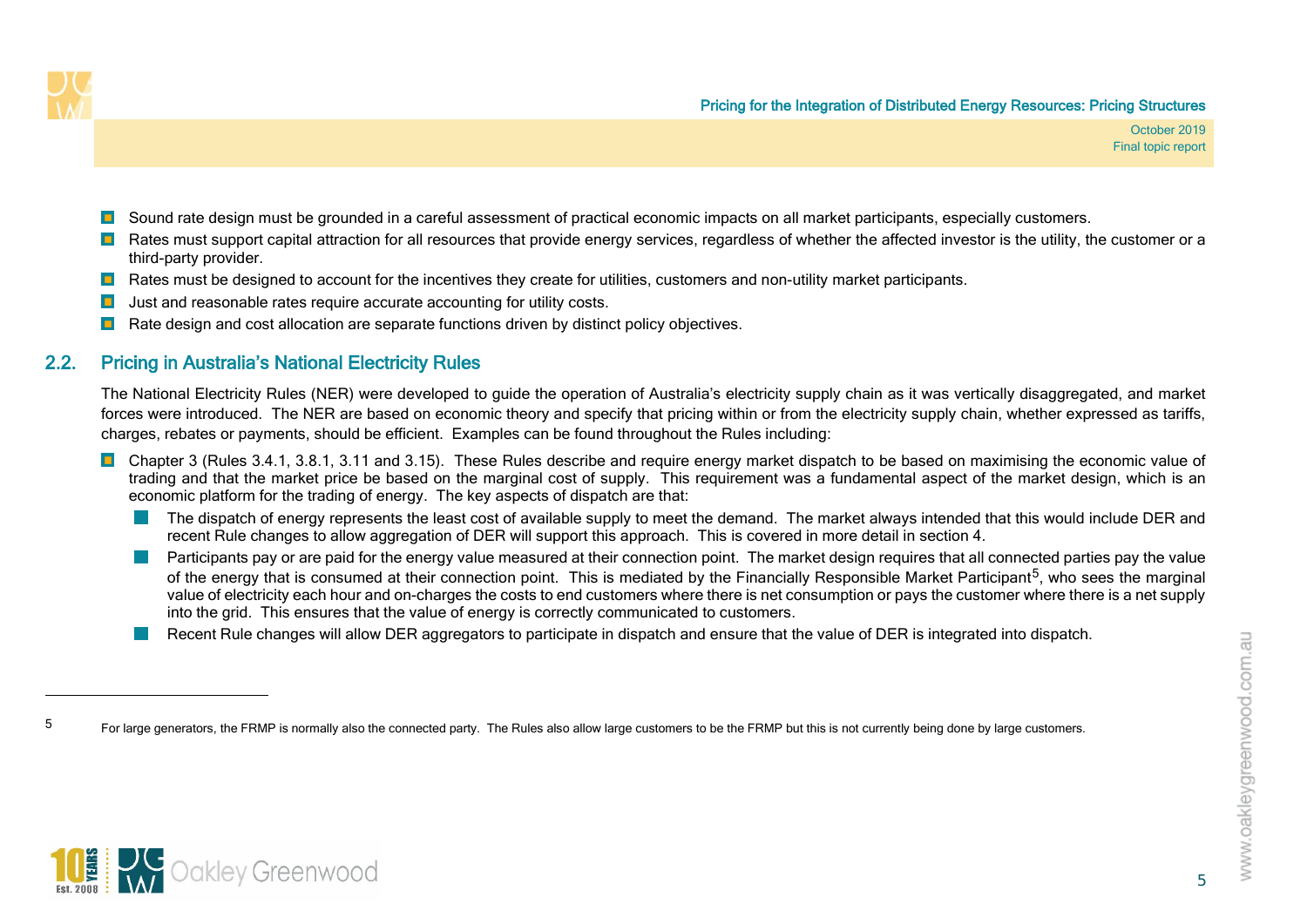- Sound rate design must be grounded in a careful assessment of practical economic impacts on all market participants, especially customers.
- Rates must support capital attraction for all resources that provide energy services, regardless of whether the affected investor is the utility, the customer or a third-party provider.
- Rates must be designed to account for the incentives they create for utilities, customers and non-utility market participants.
- Just and reasonable rates require accurate accounting for utility costs.
- Rate design and cost allocation are separate functions driven by distinct policy objectives.

## 2.2. Pricing in Australia's National Electricity Rules

The National Electricity Rules (NER) were developed to guide the operation of Australia's electricity supply chain as it was vertically disaggregated, and market forces were introduced. The NER are based on economic theory and specify that pricing within or from the electricity supply chain, whether expressed as tariffs, charges, rebates or payments, should be efficient. Examples can be found throughout the Rules including:

- Chapter 3 (Rules 3.4.1, 3.8.1, 3.11 and 3.15). These Rules describe and require energy market dispatch to be based on maximising the economic value of trading and that the market price be based on the marginal cost of supply. This requirement was a fundamental aspect of the market design, which is an economic platform for the trading of energy. The key aspects of dispatch are that:
  - The dispatch of energy represents the least cost of available supply to meet the demand. The market always intended that this would include DER and recent Rule changes to allow aggregation of DER will support this approach. This is covered in more detail in section 4.
  - Participants pay or are paid for the energy value measured at their connection point. The market design requires that all connected parties pay the value of the energy that is consumed at their connection point. This is mediated by the Financially Responsible Market Participant[5], who sees the marginal value of electricity each hour and on-charges the costs to end customers where there is net consumption or pays the customer where there is a net supply into the grid. This ensures that the value of energy is correctly communicated to customers.
  - Recent Rule changes will allow DER aggregators to participate in dispatch and ensure that the value of DER is integrated into dispatch.

---

5 For large generators, the FRMP is normally also the connected party. The Rules also allow large customers to be the FRMP but this is not currently being done by large customers.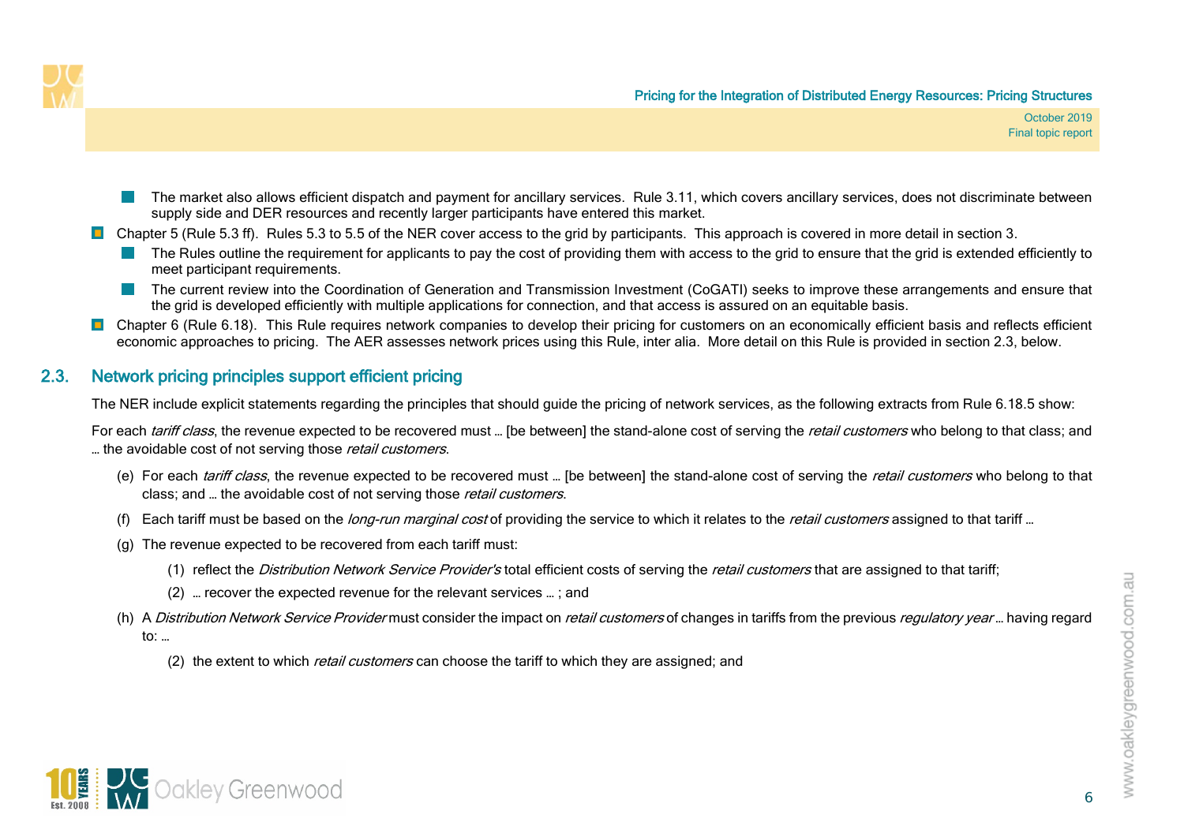- The market also allows efficient dispatch and payment for ancillary services. Rule 3.11, which covers ancillary services, does not discriminate between supply side and DER resources and recently larger participants have entered this market.
- Chapter 5 (Rule 5.3 ff). Rules 5.3 to 5.5 of the NER cover access to the grid by participants. This approach is covered in more detail in section 3.
  - The Rules outline the requirement for applicants to pay the cost of providing them with access to the grid to ensure that the grid is extended efficiently to meet participant requirements.
  - The current review into the Coordination of Generation and Transmission Investment (CoGATI) seeks to improve these arrangements and ensure that the grid is developed efficiently with multiple applications for connection, and that access is assured on an equitable basis.
- Chapter 6 (Rule 6.18). This Rule requires network companies to develop their pricing for customers on an economically efficient basis and reflects efficient economic approaches to pricing. The AER assesses network prices using this Rule, inter alia. More detail on this Rule is provided in section 2.3, below.

## 2.3. Network pricing principles support efficient pricing

The NER include explicit statements regarding the principles that should guide the pricing of network services, as the following extracts from Rule 6.18.5 show:

For each *tariff class*, the revenue expected to be recovered must … [be between] the stand-alone cost of serving the *retail customers* who belong to that class; and … the avoidable cost of not serving those *retail customers*.

(e) For each *tariff class*, the revenue expected to be recovered must … [be between] the stand-alone cost of serving the *retail customers* who belong to that class; and … the avoidable cost of not serving those *retail customers*.

(f) Each tariff must be based on the *long-run marginal cost* of providing the service to which it relates to the *retail customers* assigned to that tariff …

(g) The revenue expected to be recovered from each tariff must:

  (1) reflect the *Distribution Network Service Provider's* total efficient costs of serving the *retail customers* that are assigned to that tariff;

  (2) … recover the expected revenue for the relevant services … ; and

(h) A *Distribution Network Service Provider* must consider the impact on *retail customers* of changes in tariffs from the previous *regulatory year* … having regard to: …

  (2) the extent to which *retail customers* can choose the tariff to which they are assigned; and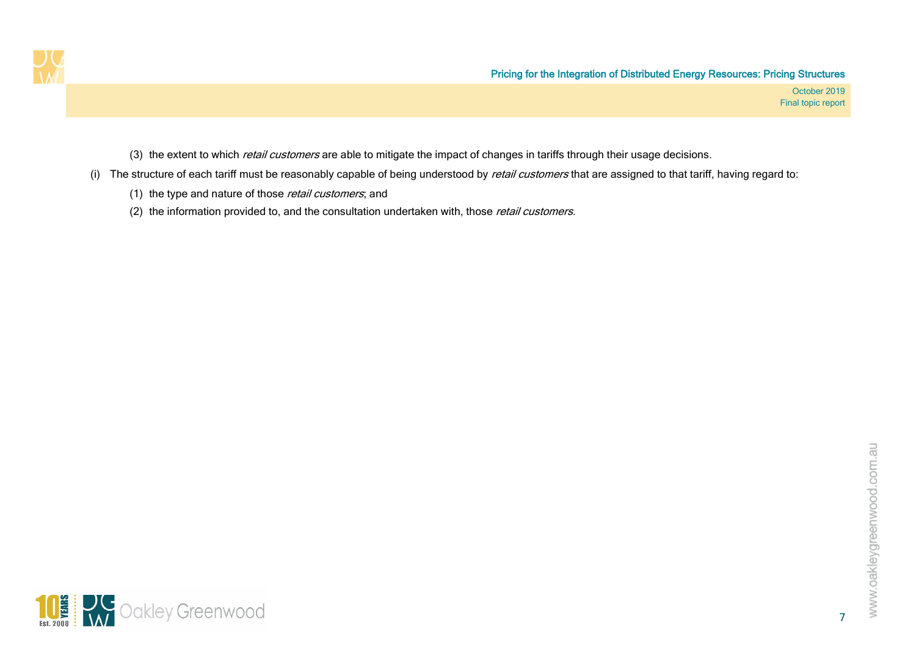(3) the extent to which *retail customers* are able to mitigate the impact of changes in tariffs through their usage decisions.

(i) The structure of each tariff must be reasonably capable of being understood by *retail customers* that are assigned to that tariff, having regard to:

(1) the type and nature of those *retail customers*; and

(2) the information provided to, and the consultation undertaken with, those *retail customers*.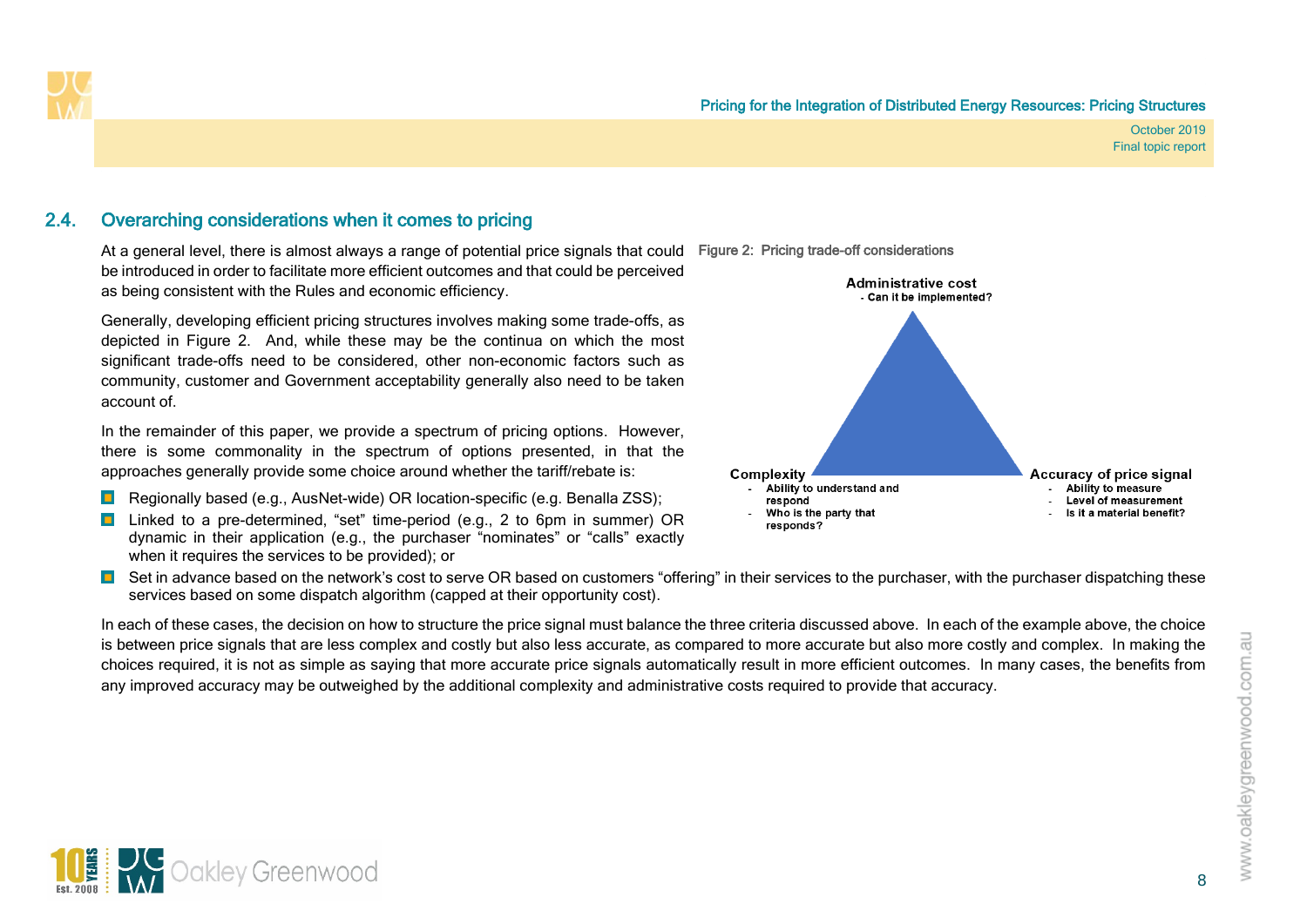## 2.4. Overarching considerations when it comes to pricing

At a general level, there is almost always a range of potential price signals that could be introduced in order to facilitate more efficient outcomes and that could be perceived as being consistent with the Rules and economic efficiency.

Generally, developing efficient pricing structures involves making some trade-offs, as depicted in Figure 2. And, while these may be the continua on which the most significant trade-offs need to be considered, other non-economic factors such as community, customer and Government acceptability generally also need to be taken account of.

**Figure 2: Pricing trade-off considerations**

**Administrative cost**
- Can it be implemented?

**Complexity**
- Ability to understand and respond
- Who is the party that responds?

**Accuracy of price signal**
- Ability to measure
- Level of measurement
- Is it a material benefit?

In the remainder of this paper, we provide a spectrum of pricing options. However, there is some commonality in the spectrum of options presented, in that the approaches generally provide some choice around whether the tariff/rebate is:

- Regionally based (e.g., AusNet-wide) OR location-specific (e.g. Benalla ZSS);
- Linked to a pre-determined, "set" time-period (e.g., 2 to 6pm in summer) OR dynamic in their application (e.g., the purchaser "nominates" or "calls" exactly when it requires the services to be provided); or
- Set in advance based on the network's cost to serve OR based on customers "offering" in their services to the purchaser, with the purchaser dispatching these services based on some dispatch algorithm (capped at their opportunity cost).

In each of these cases, the decision on how to structure the price signal must balance the three criteria discussed above. In each of the example above, the choice is between price signals that are less complex and costly but also less accurate, as compared to more accurate but also more costly and complex. In making the choices required, it is not as simple as saying that more accurate price signals automatically result in more efficient outcomes. In many cases, the benefits from any improved accuracy may be outweighed by the additional complexity and administrative costs required to provide that accuracy.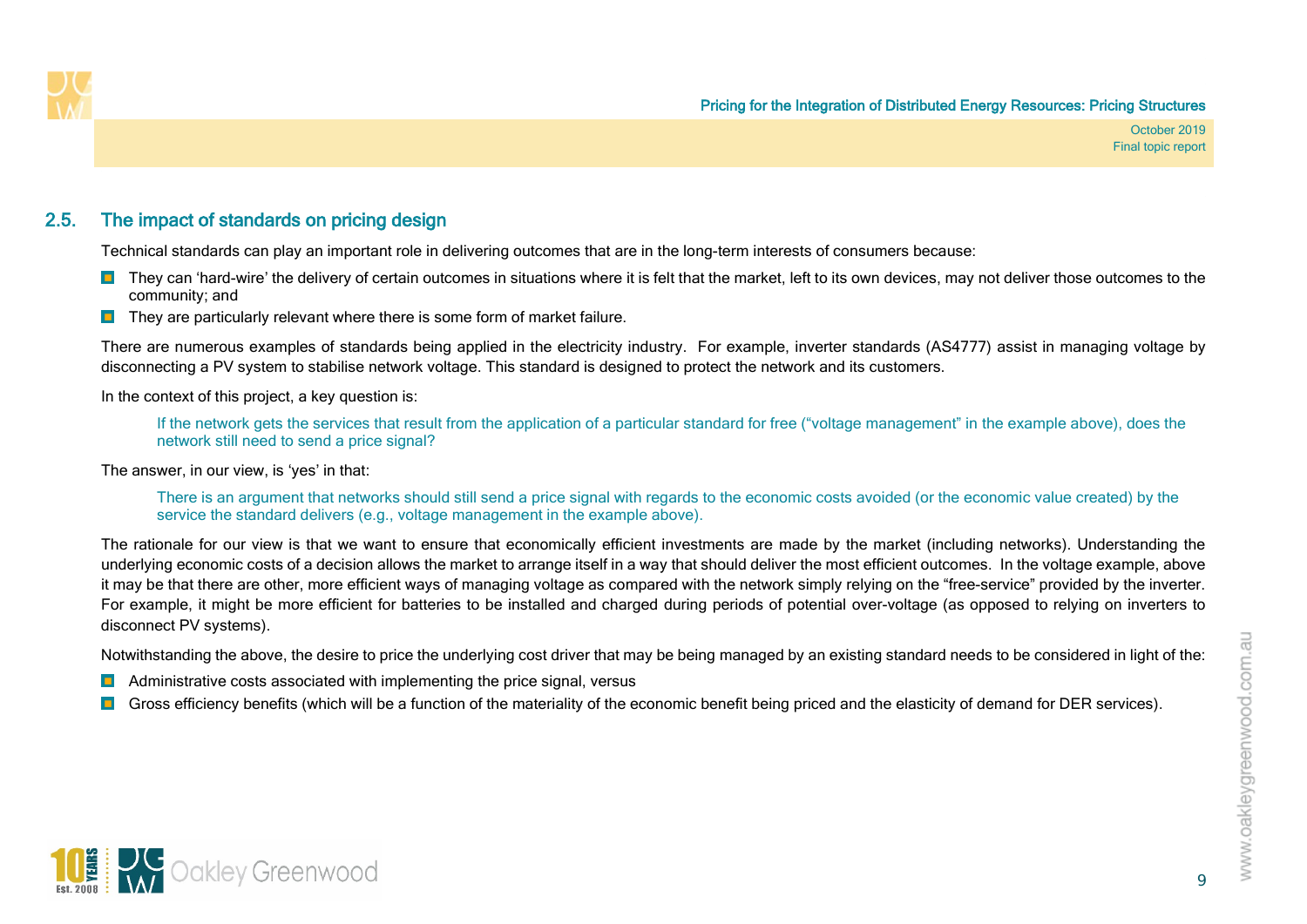## 2.5. The impact of standards on pricing design

Technical standards can play an important role in delivering outcomes that are in the long-term interests of consumers because:

- They can 'hard-wire' the delivery of certain outcomes in situations where it is felt that the market, left to its own devices, may not deliver those outcomes to the community; and
- They are particularly relevant where there is some form of market failure.

There are numerous examples of standards being applied in the electricity industry. For example, inverter standards (AS4777) assist in managing voltage by disconnecting a PV system to stabilise network voltage. This standard is designed to protect the network and its customers.

In the context of this project, a key question is:

> If the network gets the services that result from the application of a particular standard for free ("voltage management" in the example above), does the network still need to send a price signal?

The answer, in our view, is 'yes' in that:

> There is an argument that networks should still send a price signal with regards to the economic costs avoided (or the economic value created) by the service the standard delivers (e.g., voltage management in the example above).

The rationale for our view is that we want to ensure that economically efficient investments are made by the market (including networks). Understanding the underlying economic costs of a decision allows the market to arrange itself in a way that should deliver the most efficient outcomes. In the voltage example, above it may be that there are other, more efficient ways of managing voltage as compared with the network simply relying on the "free-service" provided by the inverter. For example, it might be more efficient for batteries to be installed and charged during periods of potential over-voltage (as opposed to relying on inverters to disconnect PV systems).

Notwithstanding the above, the desire to price the underlying cost driver that may be being managed by an existing standard needs to be considered in light of the:

- Administrative costs associated with implementing the price signal, versus
- Gross efficiency benefits (which will be a function of the materiality of the economic benefit being priced and the elasticity of demand for DER services).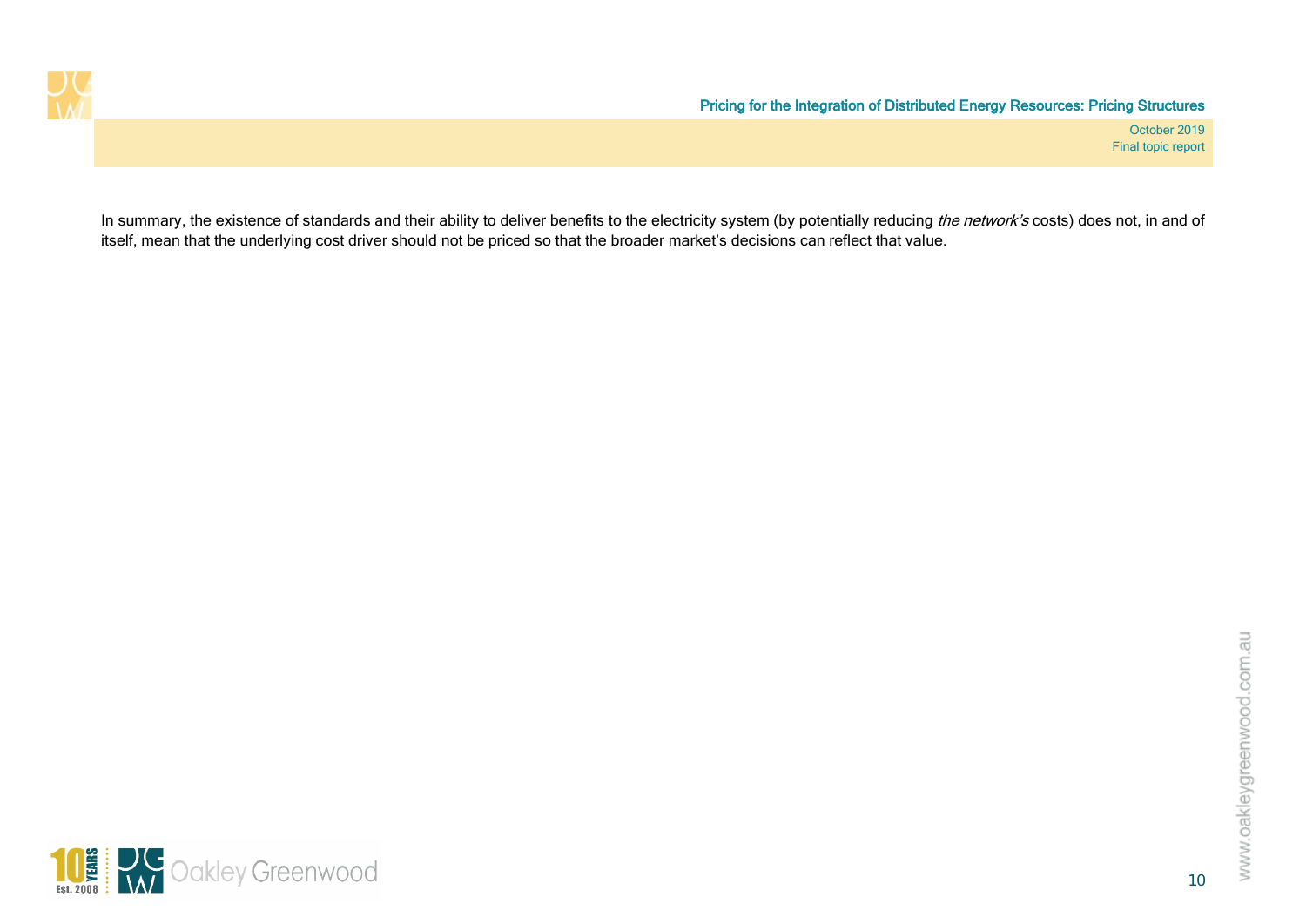In summary, the existence of standards and their ability to deliver benefits to the electricity system (by potentially reducing *the network's* costs) does not, in and of itself, mean that the underlying cost driver should not be priced so that the broader market's decisions can reflect that value.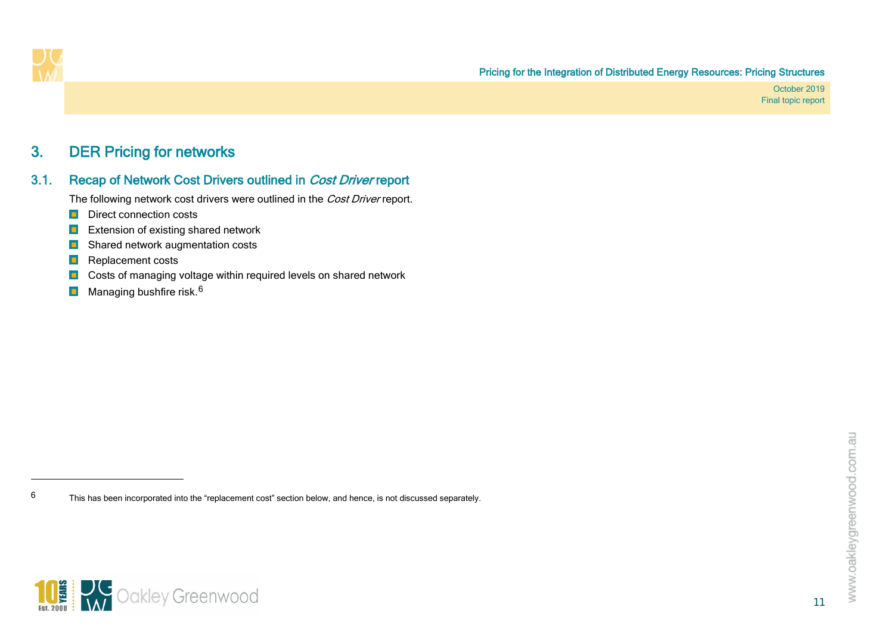# 3. DER Pricing for networks

## 3.1. Recap of Network Cost Drivers outlined in *Cost Driver* report

The following network cost drivers were outlined in the *Cost Driver* report.

- Direct connection costs
- Extension of existing shared network
- Shared network augmentation costs
- Replacement costs
- Costs of managing voltage within required levels on shared network
- Managing bushfire risk.[6]

---

6 This has been incorporated into the "replacement cost" section below, and hence, is not discussed separately.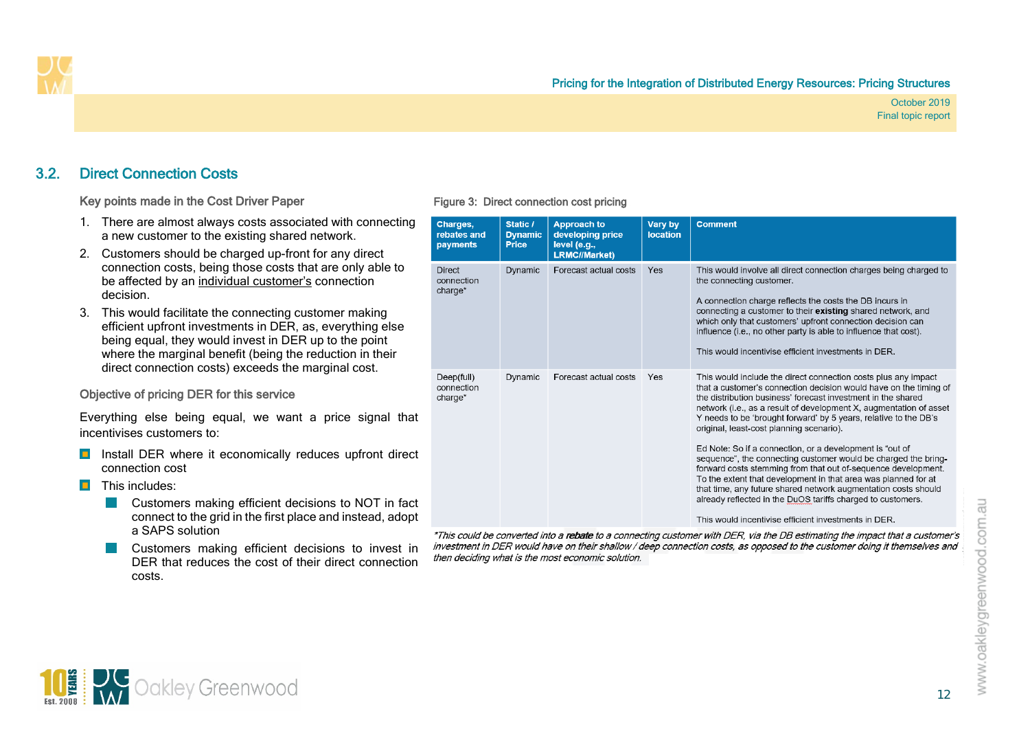## 3.2. Direct Connection Costs

### Key points made in the Cost Driver Paper

1. There are almost always costs associated with connecting a new customer to the existing shared network.
2. Customers should be charged up-front for any direct connection costs, being those costs that are only able to be affected by an individual customer's connection decision.
3. This would facilitate the connecting customer making efficient upfront investments in DER, as, everything else being equal, they would invest in DER up to the point where the marginal benefit (being the reduction in their direct connection costs) exceeds the marginal cost.

### Objective of pricing DER for this service

Everything else being equal, we want a price signal that incentivises customers to:

- Install DER where it economically reduces upfront direct connection cost
- This includes:
  - Customers making efficient decisions to NOT in fact connect to the grid in the first place and instead, adopt a SAPS solution
  - Customers making efficient decisions to invest in DER that reduces the cost of their direct connection costs.

Figure 3: Direct connection cost pricing

| Charges, rebates and payments | Static / Dynamic Price | Approach to developing price level (e.g., LRMC//Market) | Vary by location | Comment |
|---|---|---|---|---|
| Direct connection charge* | Dynamic | Forecast actual costs | Yes | This would involve all direct connection charges being charged to the connecting customer.<br><br>A connection charge reflects the costs the DB incurs in connecting a customer to their **existing** shared network, and which only that customers' upfront connection decision can influence (i.e., no other party is able to influence that cost).<br><br>This would incentivise efficient investments in DER. |
| Deep(full) connection charge* | Dynamic | Forecast actual costs | Yes | This would include the direct connection costs plus any impact that a customer's connection decision would have on the timing of the distribution business' forecast investment in the shared network (i.e., as a result of development X, augmentation of asset Y needs to be 'brought forward' by 5 years, relative to the DB's original, least-cost planning scenario).<br><br>Ed Note: So if a connection, or a development is "out of sequence", the connecting customer would be charged the bring-forward costs stemming from that out of-sequence development. To the extent that development in that area was planned for at that time, any future shared network augmentation costs should already reflected in the DuOS tariffs charged to customers.<br><br>This would incentivise efficient investments in DER. |

*\*This could be converted into a **rebate** to a connecting customer with DER, via the DB estimating the impact that a customer's investment in DER would have on their shallow / deep connection costs, as opposed to the customer doing it themselves and then deciding what is the most economic solution.*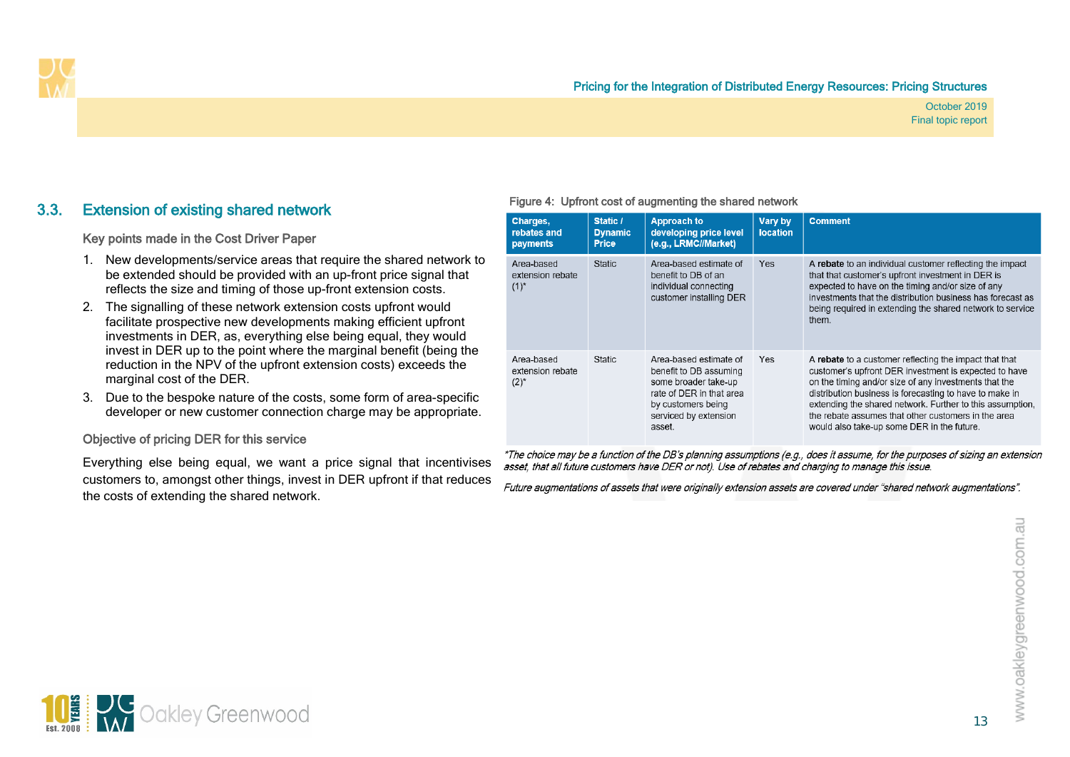## 3.3. Extension of existing shared network

### Key points made in the Cost Driver Paper

1. New developments/service areas that require the shared network to be extended should be provided with an up-front price signal that reflects the size and timing of those up-front extension costs.
2. The signalling of these network extension costs upfront would facilitate prospective new developments making efficient upfront investments in DER, as, everything else being equal, they would invest in DER up to the point where the marginal benefit (being the reduction in the NPV of the upfront extension costs) exceeds the marginal cost of the DER.
3. Due to the bespoke nature of the costs, some form of area-specific developer or new customer connection charge may be appropriate.

### Objective of pricing DER for this service

Everything else being equal, we want a price signal that incentivises customers to, amongst other things, invest in DER upfront if that reduces the costs of extending the shared network.

Figure 4: Upfront cost of augmenting the shared network

| Charges, rebates and payments | Static / Dynamic Price | Approach to developing price level (e.g., LRMC//Market) | Vary by location | Comment |
|---|---|---|---|---|
| Area-based extension rebate (1)* | Static | Area-based estimate of benefit to DB of an individual connecting customer installing DER | Yes | A **rebate** to an individual customer reflecting the impact that that customer's upfront investment in DER is expected to have on the timing and/or size of any investments that the distribution business has forecast as being required in extending the shared network to service them. |
| Area-based extension rebate (2)* | Static | Area-based estimate of benefit to DB assuming some broader take-up rate of DER in that area by customers being serviced by extension asset. | Yes | A **rebate** to a customer reflecting the impact that that customer's upfront DER investment is expected to have on the timing and/or size of any investments that the distribution business is forecasting to have to make in extending the shared network. Further to this assumption, the rebate assumes that other customers in the area would also take-up some DER in the future. |

*\*The choice may be a function of the DB's planning assumptions (e.g., does it assume, for the purposes of sizing an extension asset, that all future customers have DER or not). Use of rebates and charging to manage this issue.*

*Future augmentations of assets that were originally extension assets are covered under "shared network augmentations".*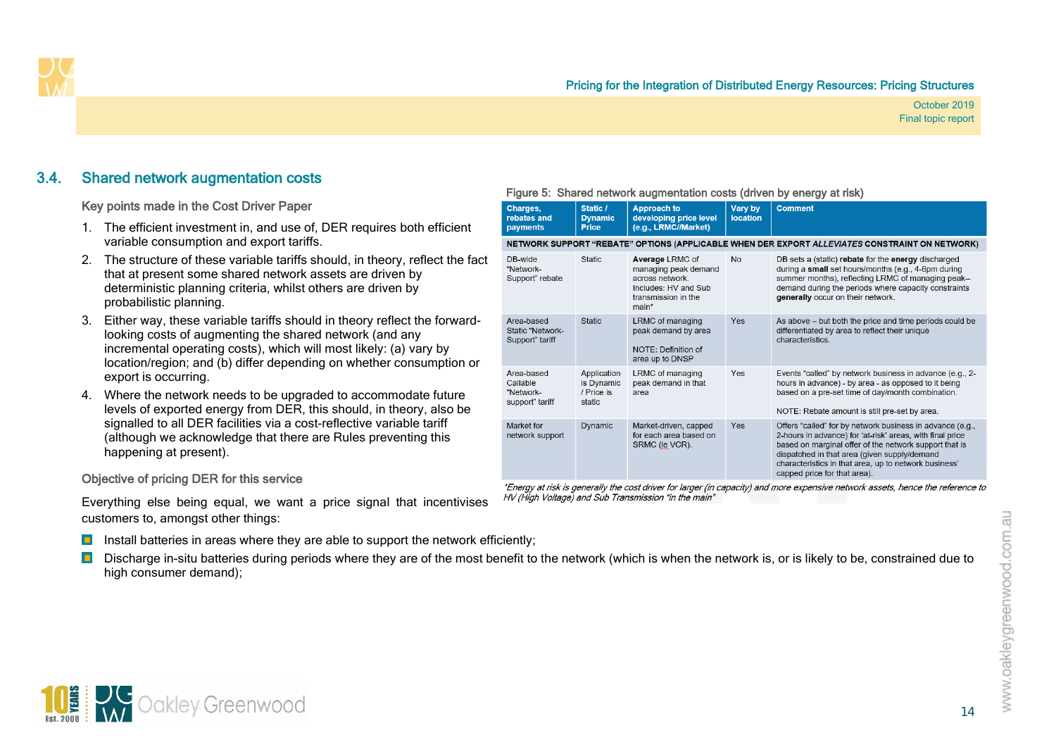## 3.4. Shared network augmentation costs

### Key points made in the Cost Driver Paper

1. The efficient investment in, and use of, DER requires both efficient variable consumption and export tariffs.
2. The structure of these variable tariffs should, in theory, reflect the fact that at present some shared network assets are driven by deterministic planning criteria, whilst others are driven by probabilistic planning.
3. Either way, these variable tariffs should in theory reflect the forward-looking costs of augmenting the shared network (and any incremental operating costs), which will most likely: (a) vary by location/region; and (b) differ depending on whether consumption or export is occurring.
4. Where the network needs to be upgraded to accommodate future levels of exported energy from DER, this should, in theory, also be signalled to all DER facilities via a cost-reflective variable tariff (although we acknowledge that there are Rules preventing this happening at present).

### Objective of pricing DER for this service

Everything else being equal, we want a price signal that incentivises customers to, amongst other things:

- Install batteries in areas where they are able to support the network efficiently;
- Discharge in-situ batteries during periods where they are of the most benefit to the network (which is when the network is, or is likely to be, constrained due to high consumer demand);

Figure 5: Shared network augmentation costs (driven by energy at risk)

| Charges, rebates and payments | Static / Dynamic Price | Approach to developing price level (e.g., LRMC//Market) | Vary by location | Comment |
|---|---|---|---|---|
| **NETWORK SUPPORT "REBATE" OPTIONS (APPLICABLE WHEN DER EXPORT *ALLEVIATES* CONSTRAINT ON NETWORK)** | | | | |
| DB-wide "Network-Support" rebate | Static | **Average** LRMC of managing peak demand across network. Includes: HV and Sub transmission in the main* | No | DB sets a (static) **rebate** for the **energy** discharged during a **small** set hours/months (e.g., 4-6pm during summer months), reflecting LRMC of managing peak-demand during the periods where capacity constraints **generally** occur on their network. |
| Area-based Static "Network-Support" tariff | Static | LRMC of managing peak demand by area<br><br>NOTE: Definition of area up to DNSP | Yes | As above – but both the price and time periods could be differentiated by area to reflect their unique characteristics. |
| Area-based Callable "Network-support" tariff | Application is Dynamic / Price is static | LRMC of managing peak demand in that area | Yes | Events "called" by network business in advance (e.g., 2-hours in advance) - by area - as opposed to it being based on a pre-set time of day/month combination.<br><br>NOTE: Rebate amount is still pre-set by area. |
| Market for network support | Dynamic | Market-driven, capped for each area based on SRMC (ie VCR). | Yes | Offers "called" for by network business in advance (e.g., 2-hours in advance) for 'at-risk' areas, with final price based on marginal offer of the network support that is dispatched in that area (given supply/demand characteristics in that area, up to network business' capped price for that area). |

*\*Energy at risk is generally the cost driver for larger (in capacity) and more expensive network assets, hence the reference to HV (High Voltage) and Sub Transmission "in the main"*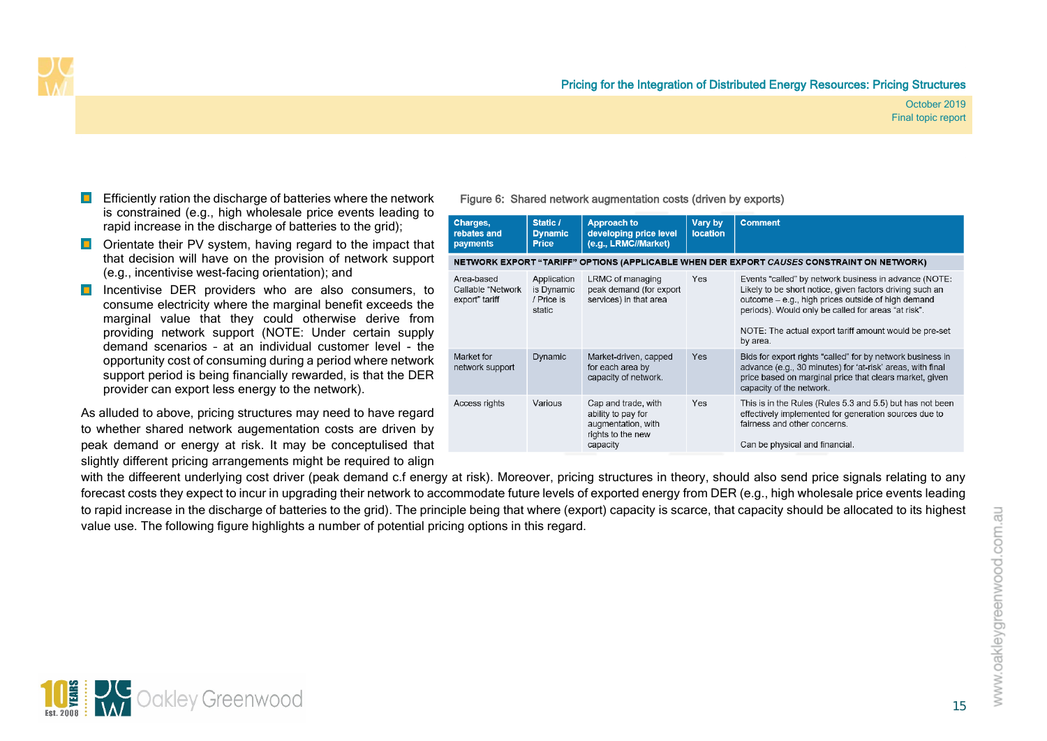- Efficiently ration the discharge of batteries where the network is constrained (e.g., high wholesale price events leading to rapid increase in the discharge of batteries to the grid);
- Orientate their PV system, having regard to the impact that that decision will have on the provision of network support (e.g., incentivise west-facing orientation); and
- Incentivise DER providers who are also consumers, to consume electricity where the marginal benefit exceeds the marginal value that they could otherwise derive from providing network support (NOTE: Under certain supply demand scenarios - at an individual customer level - the opportunity cost of consuming during a period where network support period is being financially rewarded, is that the DER provider can export less energy to the network).

As alluded to above, pricing structures may need to have regard to whether shared network augementation costs are driven by peak demand or energy at risk. It may be conceptulised that slightly different pricing arrangements might be required to align with the diffeerent underlying cost driver (peak demand c.f energy at risk). Moreover, pricing structures in theory, should also send price signals relating to any forecast costs they expect to incur in upgrading their network to accommodate future levels of exported energy from DER (e.g., high wholesale price events leading to rapid increase in the discharge of batteries to the grid). The principle being that where (export) capacity is scarce, that capacity should be allocated to its highest value use. The following figure highlights a number of potential pricing options in this regard.

Figure 6: Shared network augmentation costs (driven by exports)

| Charges, rebates and payments | Static / Dynamic Price | Approach to developing price level (e.g., LRMC//Market) | Vary by location | Comment |
|---|---|---|---|---|
| **NETWORK EXPORT "TARIFF" OPTIONS (APPLICABLE WHEN DER EXPORT *CAUSES* CONSTRAINT ON NETWORK)** | | | | |
| Area-based Callable "Network export" tariff | Application is Dynamic / Price is static | LRMC of managing peak demand (for export services) in that area | Yes | Events "called" by network business in advance (NOTE: Likely to be short notice, given factors driving such an outcome – e.g., high prices outside of high demand periods). Would only be called for areas "at risk".<br><br>NOTE: The actual export tariff amount would be pre-set by area. |
| Market for network support | Dynamic | Market-driven, capped for each area by capacity of network. | Yes | Bids for export rights "called" for by network business in advance (e.g., 30 minutes) for 'at-risk' areas, with final price based on marginal price that clears market, given capacity of the network. |
| Access rights | Various | Cap and trade, with ability to pay for augmentation, with rights to the new capacity | Yes | This is in the Rules (Rules 5.3 and 5.5) but has not been effectively implemented for generation sources due to fairness and other concerns.<br><br>Can be physical and financial. |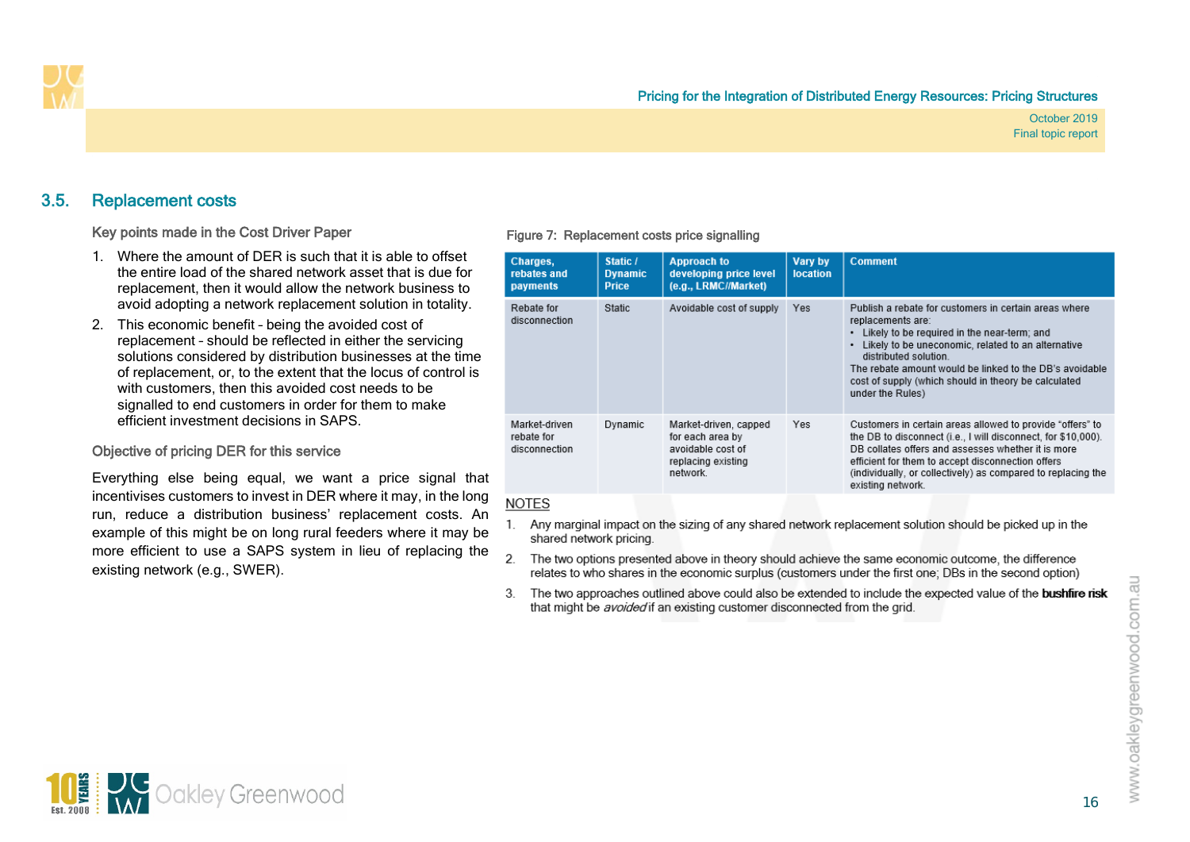## 3.5. Replacement costs

### Key points made in the Cost Driver Paper

1. Where the amount of DER is such that it is able to offset the entire load of the shared network asset that is due for replacement, then it would allow the network business to avoid adopting a network replacement solution in totality.
2. This economic benefit – being the avoided cost of replacement – should be reflected in either the servicing solutions considered by distribution businesses at the time of replacement, or, to the extent that the locus of control is with customers, then this avoided cost needs to be signalled to end customers in order for them to make efficient investment decisions in SAPS.

### Objective of pricing DER for this service

Everything else being equal, we want a price signal that incentivises customers to invest in DER where it may, in the long run, reduce a distribution business' replacement costs. An example of this might be on long rural feeders where it may be more efficient to use a SAPS system in lieu of replacing the existing network (e.g., SWER).

Figure 7: Replacement costs price signalling

| Charges, rebates and payments | Static / Dynamic Price | Approach to developing price level (e.g., LRMC//Market) | Vary by location | Comment |
|---|---|---|---|---|
| Rebate for disconnection | Static | Avoidable cost of supply | Yes | Publish a rebate for customers in certain areas where replacements are:<br>• Likely to be required in the near-term; and<br>• Likely to be uneconomic, related to an alternative distributed solution.<br>The rebate amount would be linked to the DB's avoidable cost of supply (which should in theory be calculated under the Rules) |
| Market-driven rebate for disconnection | Dynamic | Market-driven, capped for each area by avoidable cost of replacing existing network. | Yes | Customers in certain areas allowed to provide "offers" to the DB to disconnect (i.e., I will disconnect, for $10,000). DB collates offers and assesses whether it is more efficient for them to accept disconnection offers (individually, or collectively) as compared to replacing the existing network. |

NOTES

1. Any marginal impact on the sizing of any shared network replacement solution should be picked up in the shared network pricing.
2. The two options presented above in theory should achieve the same economic outcome, the difference relates to who shares in the economic surplus (customers under the first one; DBs in the second option)
3. The two approaches outlined above could also be extended to include the expected value of the **bushfire risk** that might be *avoided* if an existing customer disconnected from the grid.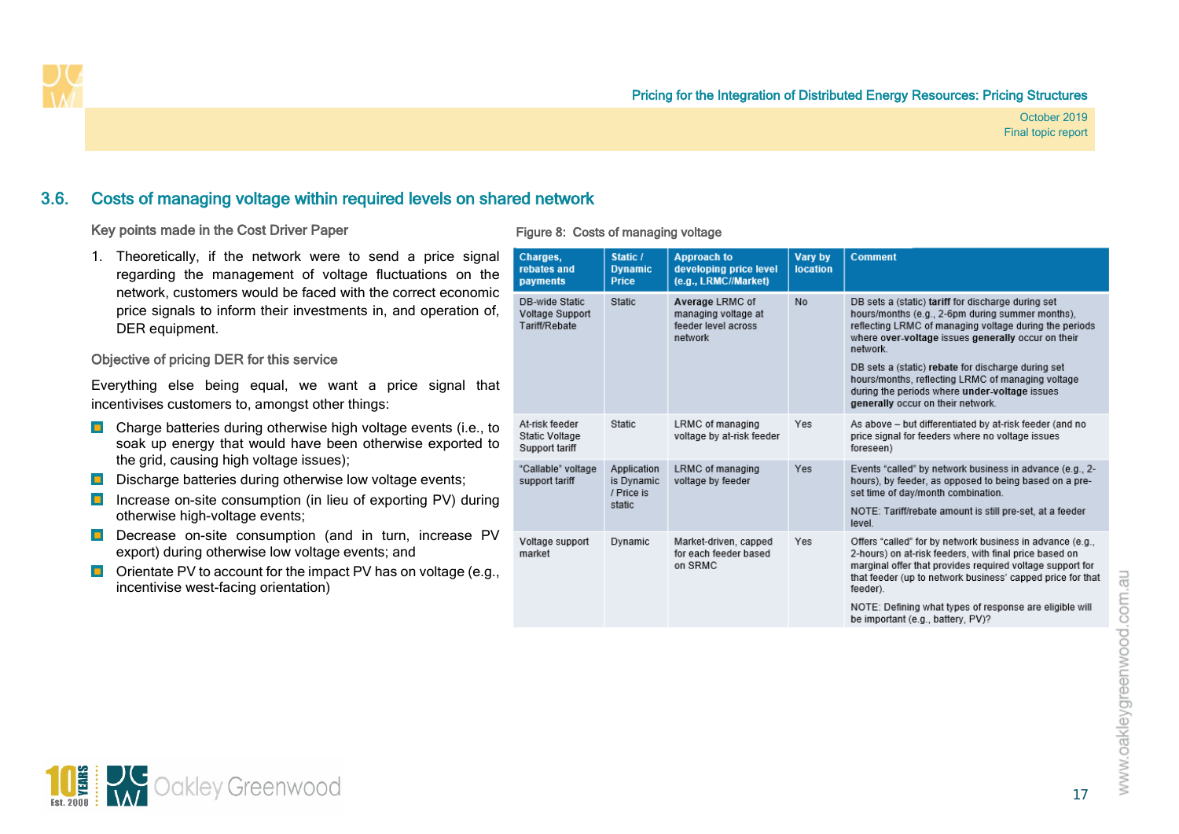## 3.6. Costs of managing voltage within required levels on shared network

### Key points made in the Cost Driver Paper

1. Theoretically, if the network were to send a price signal regarding the management of voltage fluctuations on the network, customers would be faced with the correct economic price signals to inform their investments in, and operation of, DER equipment.

### Objective of pricing DER for this service

Everything else being equal, we want a price signal that incentivises customers to, amongst other things:

- Charge batteries during otherwise high voltage events (i.e., to soak up energy that would have been otherwise exported to the grid, causing high voltage issues);
- Discharge batteries during otherwise low voltage events;
- Increase on-site consumption (in lieu of exporting PV) during otherwise high-voltage events;
- Decrease on-site consumption (and in turn, increase PV export) during otherwise low voltage events; and
- Orientate PV to account for the impact PV has on voltage (e.g., incentivise west-facing orientation)

Figure 8: Costs of managing voltage

| Charges, rebates and payments | Static / Dynamic Price | Approach to developing price level (e.g., LRMC//Market) | Vary by location | Comment |
|---|---|---|---|---|
| DB-wide Static Voltage Support Tariff/Rebate | Static | **Average** LRMC of managing voltage at feeder level across network | No | DB sets a (static) **tariff** for discharge during set hours/months (e.g., 2-6pm during summer months), reflecting LRMC of managing voltage during the periods where **over-voltage** issues **generally** occur on their network.<br>DB sets a (static) **rebate** for discharge during set hours/months, reflecting LRMC of managing voltage during the periods where **under-voltage** issues **generally** occur on their network. |
| At-risk feeder Static Voltage Support tariff | Static | LRMC of managing voltage by at-risk feeder | Yes | As above – but differentiated by at-risk feeder (and no price signal for feeders where no voltage issues foreseen) |
| "Callable" voltage support tariff | Application is Dynamic / Price is static | LRMC of managing voltage by feeder | Yes | Events "called" by network business in advance (e.g., 2-hours), by feeder, as opposed to being based on a pre-set time of day/month combination.<br>NOTE: Tariff/rebate amount is still pre-set, at a feeder level. |
| Voltage support market | Dynamic | Market-driven, capped for each feeder based on SRMC | Yes | Offers "called" for by network business in advance (e.g., 2-hours) on at-risk feeders, with final price based on marginal offer that provides required voltage support for that feeder (up to network business' capped price for that feeder).<br>NOTE: Defining what types of response are eligible will be important (e.g., battery, PV)? |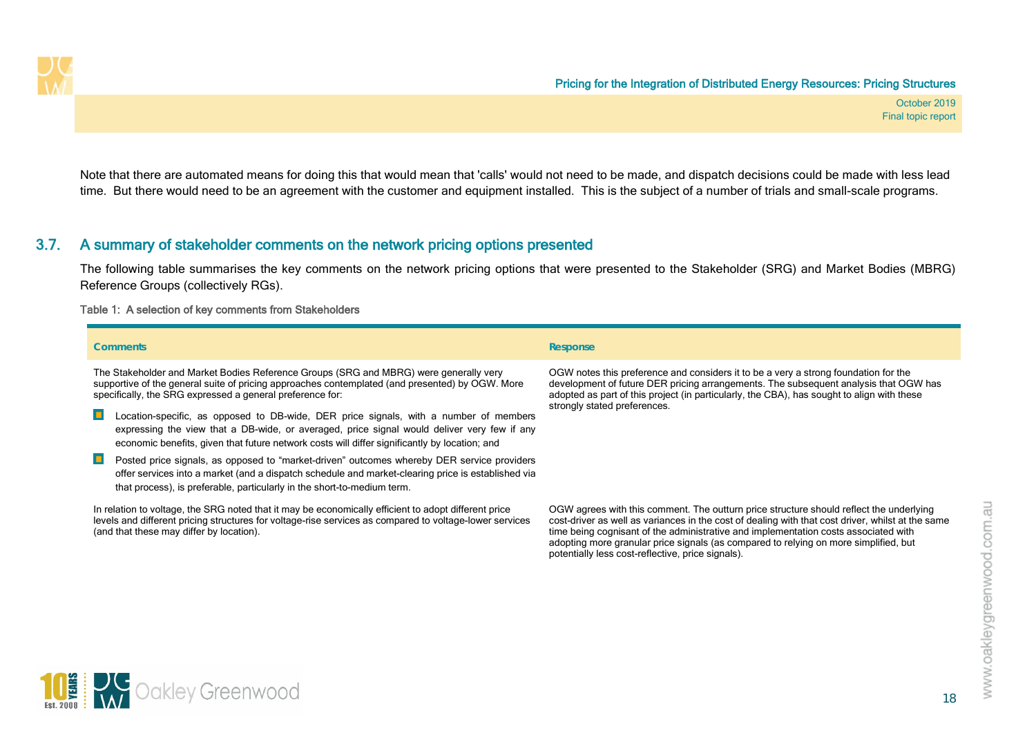Note that there are automated means for doing this that would mean that 'calls' would not need to be made, and dispatch decisions could be made with less lead time. But there would need to be an agreement with the customer and equipment installed. This is the subject of a number of trials and small-scale programs.

## 3.7. A summary of stakeholder comments on the network pricing options presented

The following table summarises the key comments on the network pricing options that were presented to the Stakeholder (SRG) and Market Bodies (MBRG) Reference Groups (collectively RGs).

Table 1: A selection of key comments from Stakeholders

| Comments | Response |
|---|---|
| The Stakeholder and Market Bodies Reference Groups (SRG and MBRG) were generally very supportive of the general suite of pricing approaches contemplated (and presented) by OGW. More specifically, the SRG expressed a general preference for:<br>▪ Location-specific, as opposed to DB-wide, DER price signals, with a number of members expressing the view that a DB-wide, or averaged, price signal would deliver very few if any economic benefits, given that future network costs will differ significantly by location; and<br>▪ Posted price signals, as opposed to "market-driven" outcomes whereby DER service providers offer services into a market (and a dispatch schedule and market-clearing price is established via that process), is preferable, particularly in the short-to-medium term. | OGW notes this preference and considers it to be a very a strong foundation for the development of future DER pricing arrangements. The subsequent analysis that OGW has adopted as part of this project (in particularly, the CBA), has sought to align with these strongly stated preferences. |
| In relation to voltage, the SRG noted that it may be economically efficient to adopt different price levels and different pricing structures for voltage-rise services as compared to voltage-lower services (and that these may differ by location). | OGW agrees with this comment. The outturn price structure should reflect the underlying cost-driver as well as variances in the cost of dealing with that cost driver, whilst at the same time being cognisant of the administrative and implementation costs associated with adopting more granular price signals (as compared to relying on more simplified, but potentially less cost-reflective, price signals). |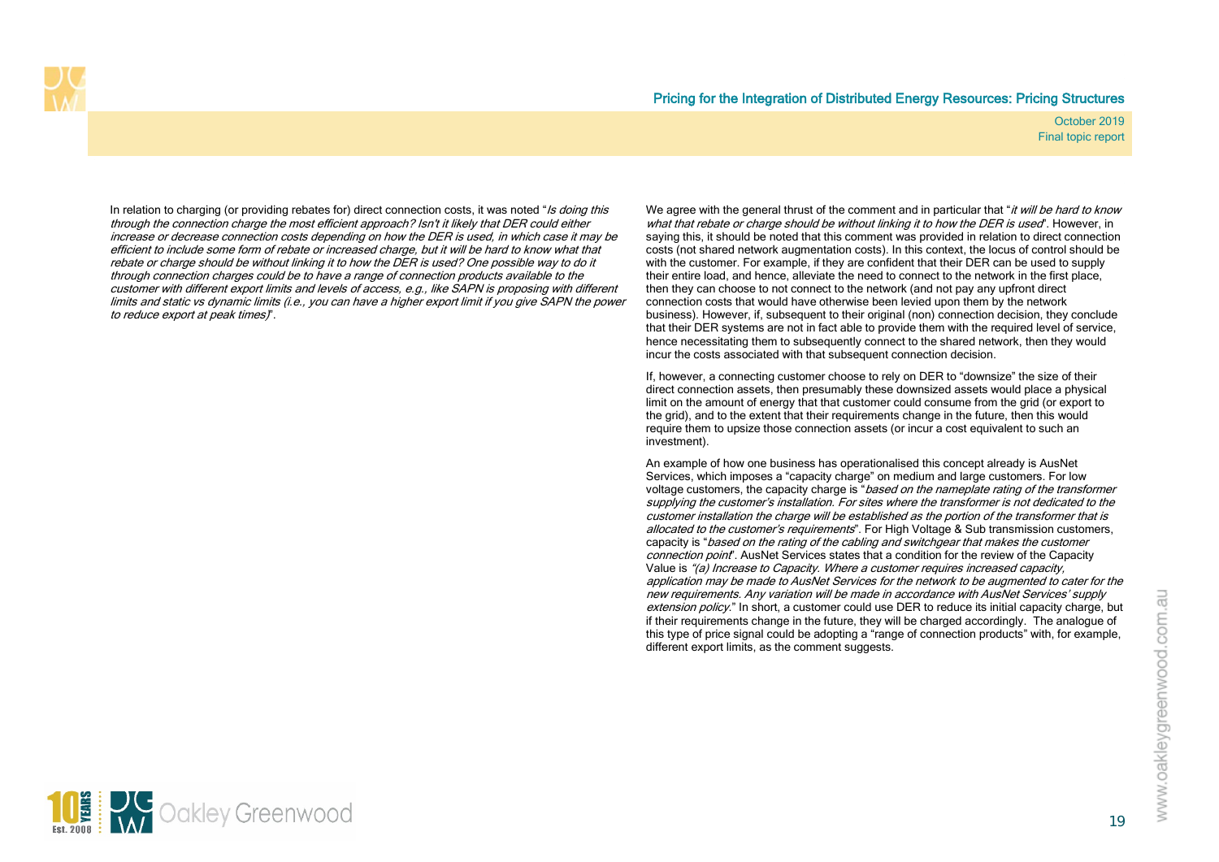In relation to charging (or providing rebates for) direct connection costs, it was noted "*Is doing this through the connection charge the most efficient approach? Isn't it likely that DER could either increase or decrease connection costs depending on how the DER is used, in which case it may be efficient to include some form of rebate or increased charge, but it will be hard to know what that rebate or charge should be without linking it to how the DER is used? One possible way to do it through connection charges could be to have a range of connection products available to the customer with different export limits and levels of access, e.g., like SAPN is proposing with different limits and static vs dynamic limits (i.e., you can have a higher export limit if you give SAPN the power to reduce export at peak times)*".

We agree with the general thrust of the comment and in particular that "*it will be hard to know what that rebate or charge should be without linking it to how the DER is used*". However, in saying this, it should be noted that this comment was provided in relation to direct connection costs (not shared network augmentation costs). In this context, the locus of control should be with the customer. For example, if they are confident that their DER can be used to supply their entire load, and hence, alleviate the need to connect to the network in the first place, then they can choose to not connect to the network (and not pay any upfront direct connection costs that would have otherwise been levied upon them by the network business). However, if, subsequent to their original (non) connection decision, they conclude that their DER systems are not in fact able to provide them with the required level of service, hence necessitating them to subsequently connect to the shared network, then they would incur the costs associated with that subsequent connection decision.

If, however, a connecting customer choose to rely on DER to "downsize" the size of their direct connection assets, then presumably these downsized assets would place a physical limit on the amount of energy that that customer could consume from the grid (or export to the grid), and to the extent that their requirements change in the future, then this would require them to upsize those connection assets (or incur a cost equivalent to such an investment).

An example of how one business has operationalised this concept already is AusNet Services, which imposes a "capacity charge" on medium and large customers. For low voltage customers, the capacity charge is "*based on the nameplate rating of the transformer supplying the customer's installation. For sites where the transformer is not dedicated to the customer installation the charge will be established as the portion of the transformer that is allocated to the customer's requirements*". For High Voltage & Sub transmission customers, capacity is "*based on the rating of the cabling and switchgear that makes the customer connection point*". AusNet Services states that a condition for the review of the Capacity Value is *"(a) Increase to Capacity. Where a customer requires increased capacity, application may be made to AusNet Services for the network to be augmented to cater for the new requirements. Any variation will be made in accordance with AusNet Services' supply extension policy.*" In short, a customer could use DER to reduce its initial capacity charge, but if their requirements change in the future, they will be charged accordingly. The analogue of this type of price signal could be adopting a "range of connection products" with, for example, different export limits, as the comment suggests.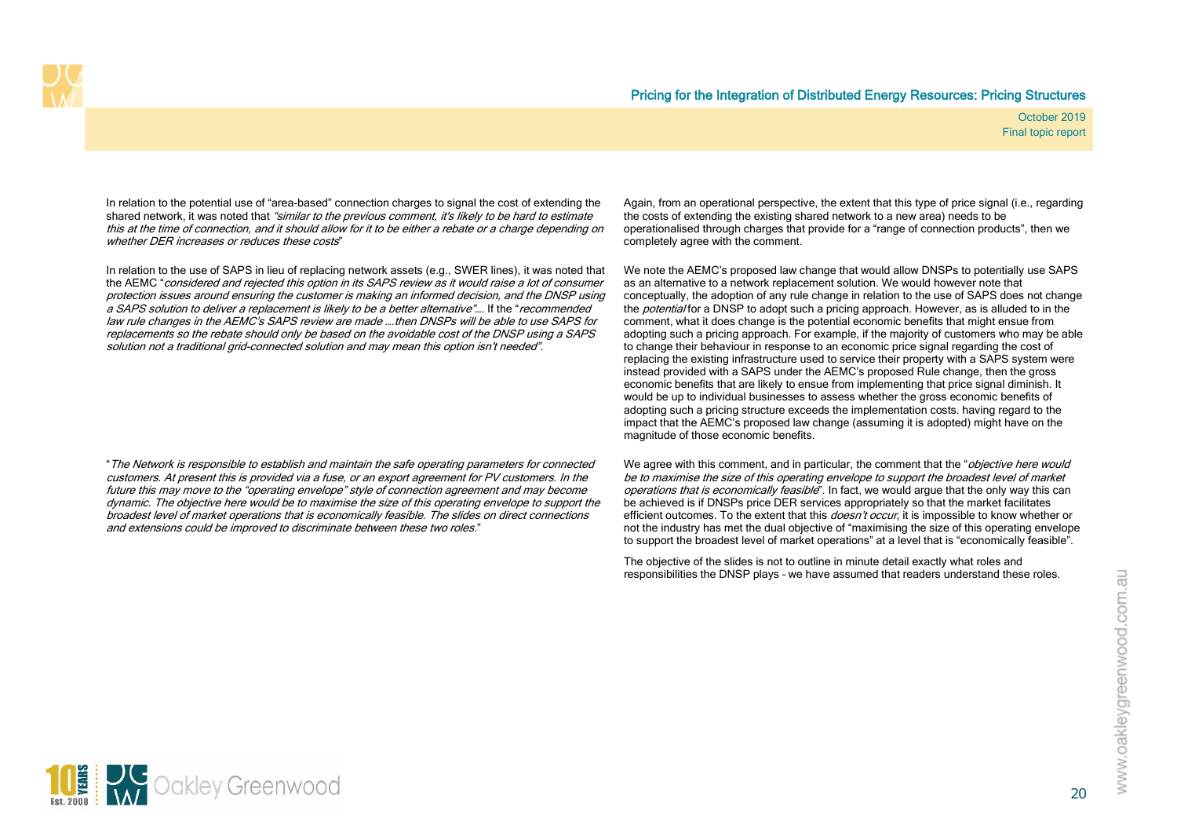In relation to the potential use of "area-based" connection charges to signal the cost of extending the shared network, it was noted that *"similar to the previous comment, it's likely to be hard to estimate this at the time of connection, and it should allow for it to be either a rebate or a charge depending on whether DER increases or reduces these costs*"

Again, from an operational perspective, the extent that this type of price signal (i.e., regarding the costs of extending the existing shared network to a new area) needs to be operationalised through charges that provide for a "range of connection products", then we completely agree with the comment.

In relation to the use of SAPS in lieu of replacing network assets (e.g., SWER lines), it was noted that the AEMC "*considered and rejected this option in its SAPS review as it would raise a lot of consumer protection issues around ensuring the customer is making an informed decision, and the DNSP using a SAPS solution to deliver a replacement is likely to be a better alternative*"… If the "*recommended law rule changes in the AEMC's SAPS review are made ….then DNSPs will be able to use SAPS for replacements so the rebate should only be based on the avoidable cost of the DNSP using a SAPS solution not a traditional grid-connected solution and may mean this option isn't needed*".

We note the AEMC's proposed law change that would allow DNSPs to potentially use SAPS as an alternative to a network replacement solution. We would however note that conceptually, the adoption of any rule change in relation to the use of SAPS does not change the *potential* for a DNSP to adopt such a pricing approach. However, as is alluded to in the comment, what it does change is the potential economic benefits that might ensue from adopting such a pricing approach. For example, if the majority of customers who may be able to change their behaviour in response to an economic price signal regarding the cost of replacing the existing infrastructure used to service their property with a SAPS system were instead provided with a SAPS under the AEMC's proposed Rule change, then the gross economic benefits that are likely to ensue from implementing that price signal diminish. It would be up to individual businesses to assess whether the gross economic benefits of adopting such a pricing structure exceeds the implementation costs. having regard to the impact that the AEMC's proposed law change (assuming it is adopted) might have on the magnitude of those economic benefits.

"*The Network is responsible to establish and maintain the safe operating parameters for connected customers. At present this is provided via a fuse, or an export agreement for PV customers. In the future this may move to the "operating envelope" style of connection agreement and may become dynamic. The objective here would be to maximise the size of this operating envelope to support the broadest level of market operations that is economically feasible. The slides on direct connections and extensions could be improved to discriminate between these two roles.*"

We agree with this comment, and in particular, the comment that the "*objective here would be to maximise the size of this operating envelope to support the broadest level of market operations that is economically feasible*". In fact, we would argue that the only way this can be achieved is if DNSPs price DER services appropriately so that the market facilitates efficient outcomes. To the extent that this *doesn't occur*, it is impossible to know whether or not the industry has met the dual objective of "maximising the size of this operating envelope to support the broadest level of market operations" at a level that is "economically feasible".

The objective of the slides is not to outline in minute detail exactly what roles and responsibilities the DNSP plays – we have assumed that readers understand these roles.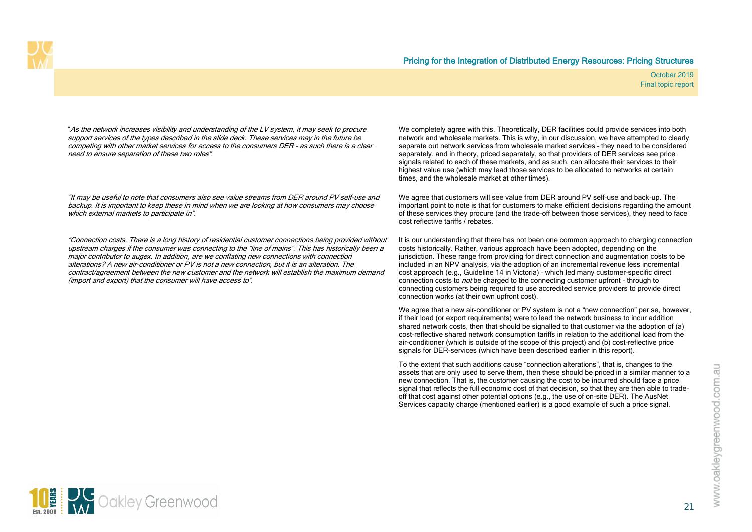| | |
|---|---|
| "*As the network increases visibility and understanding of the LV system, it may seek to procure support services of the types described in the slide deck. These services may in the future be competing with other market services for access to the consumers DER – as such there is a clear need to ensure separation of these two roles*". | We completely agree with this. Theoretically, DER facilities could provide services into both network and wholesale markets. This is why, in our discussion, we have attempted to clearly separate out network services from wholesale market services – they need to be considered separately, and in theory, priced separately, so that providers of DER services see price signals related to each of these markets, and as such, can allocate their services to their highest value use (which may lead those services to be allocated to networks at certain times, and the wholesale market at other times). |
| "*It may be useful to note that consumers also see value streams from DER around PV self-use and backup. It is important to keep these in mind when we are looking at how consumers may choose which external markets to participate in*". | We agree that customers will see value from DER around PV self-use and back-up. The important point to note is that for customers to make efficient decisions regarding the amount of these services they procure (and the trade-off between those services), they need to face cost reflective tariffs / rebates. |
| "*Connection costs. There is a long history of residential customer connections being provided without upstream charges if the consumer was connecting to the "line of mains". This has historically been a major contributor to augex. In addition, are we conflating new connections with connection alterations? A new air-conditioner or PV is not a new connection, but it is an alteration. The contract/agreement between the new customer and the network will establish the maximum demand (import and export) that the consumer will have access to*". | It is our understanding that there has not been one common approach to charging connection costs historically. Rather, various approach have been adopted, depending on the jurisdiction. These range from providing for direct connection and augmentation costs to be included in an NPV analysis, via the adoption of an incremental revenue less incremental cost approach (e.g., Guideline 14 in Victoria) – which led many customer-specific direct connection costs to *not* be charged to the connecting customer upfront - through to connecting customers being required to use accredited service providers to provide direct connection works (at their own upfront cost).<br><br>We agree that a new air-conditioner or PV system is not a "new connection" per se, however, if their load (or export requirements) were to lead the network business to incur addition shared network costs, then that should be signalled to that customer via the adoption of (a) cost-reflective shared network consumption tariffs in relation to the additional load from the air-conditioner (which is outside of the scope of this project) and (b) cost-reflective price signals for DER-services (which have been described earlier in this report).<br><br>To the extent that such additions cause "connection alterations", that is, changes to the assets that are only used to serve them, then these should be priced in a similar manner to a new connection. That is, the customer causing the cost to be incurred should face a price signal that reflects the full economic cost of that decision, so that they are then able to trade-off that cost against other potential options (e.g., the use of on-site DER). The AusNet Services capacity charge (mentioned earlier) is a good example of such a price signal. |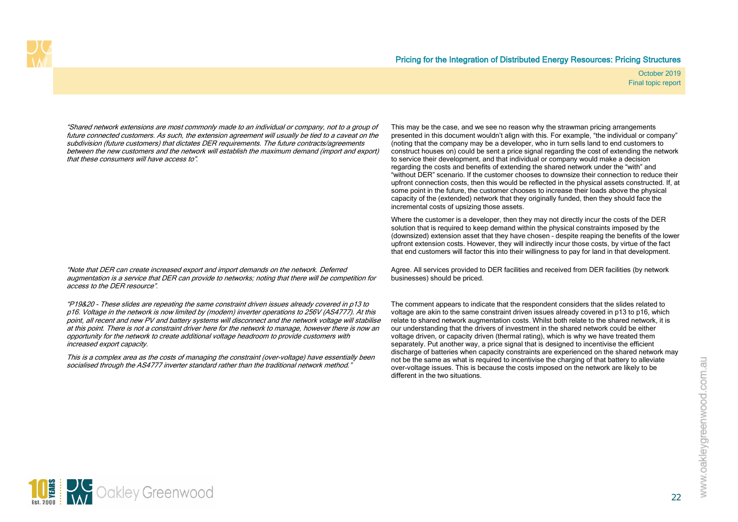| | |
|---|---|
| *"Shared network extensions are most commonly made to an individual or company, not to a group of future connected customers. As such, the extension agreement will usually be tied to a caveat on the subdivision (future customers) that dictates DER requirements. The future contracts/agreements between the new customers and the network will establish the maximum demand (import and export) that these consumers will have access to".* | This may be the case, and we see no reason why the strawman pricing arrangements presented in this document wouldn't align with this. For example, "the individual or company" (noting that the company may be a developer, who in turn sells land to end customers to construct houses on) could be sent a price signal regarding the cost of extending the network to service their development, and that individual or company would make a decision regarding the costs and benefits of extending the shared network under the "with" and "without DER" scenario. If the customer chooses to downsize their connection to reduce their upfront connection costs, then this would be reflected in the physical assets constructed. If, at some point in the future, the customer chooses to increase their loads above the physical capacity of the (extended) network that they originally funded, then they should face the incremental costs of upsizing those assets.<br><br>Where the customer is a developer, then they may not directly incur the costs of the DER solution that is required to keep demand within the physical constraints imposed by the (downsized) extension asset that they have chosen – despite reaping the benefits of the lower upfront extension costs. However, they will indirectly incur those costs, by virtue of the fact that end customers will factor this into their willingness to pay for land in that development. |
| *"Note that DER can create increased export and import demands on the network. Deferred augmentation is a service that DER can provide to networks; noting that there will be competition for access to the DER resource".* | Agree. All services provided to DER facilities and received from DER facilities (by network businesses) should be priced. |
| *"P19&20 - These slides are repeating the same constraint driven issues already covered in p13 to p16. Voltage in the network is now limited by (modern) inverter operations to 256V (AS4777). At this point, all recent and new PV and battery systems will disconnect and the network voltage will stabilise at this point. There is not a constraint driver here for the network to manage, however there is now an opportunity for the network to create additional voltage headroom to provide customers with increased export capacity.*<br><br>*This is a complex area as the costs of managing the constraint (over-voltage) have essentially been socialised through the AS4777 inverter standard rather than the traditional network method."* | The comment appears to indicate that the respondent considers that the slides related to voltage are akin to the same constraint driven issues already covered in p13 to p16, which relate to shared network augmentation costs. Whilst both relate to the shared network, it is our understanding that the drivers of investment in the shared network could be either voltage driven, or capacity driven (thermal rating), which is why we have treated them separately. Put another way, a price signal that is designed to incentivise the efficient discharge of batteries when capacity constraints are experienced on the shared network may not be the same as what is required to incentivise the charging of that battery to alleviate over-voltage issues. This is because the costs imposed on the network are likely to be different in the two situations. |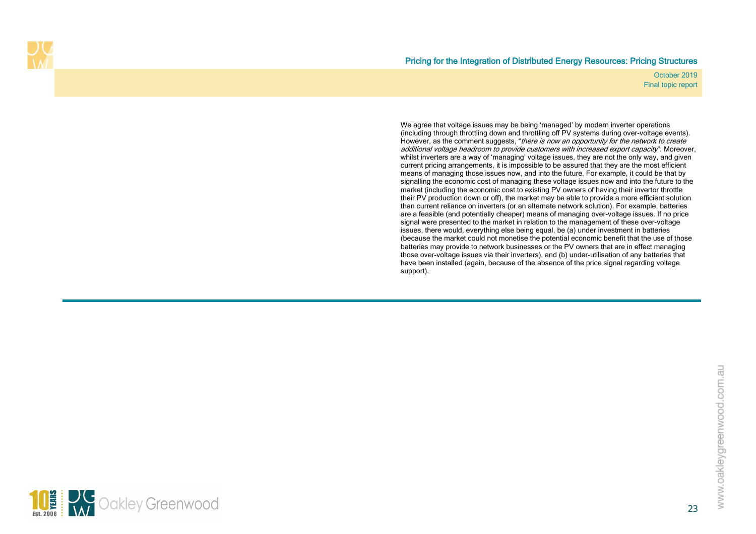We agree that voltage issues may be being 'managed' by modern inverter operations (including through throttling down and throttling off PV systems during over-voltage events). However, as the comment suggests, "*there is now an opportunity for the network to create additional voltage headroom to provide customers with increased export capacity*". Moreover, whilst inverters are a way of 'managing' voltage issues, they are not the only way, and given current pricing arrangements, it is impossible to be assured that they are the most efficient means of managing those issues now, and into the future. For example, it could be that by signalling the economic cost of managing these voltage issues now and into the future to the market (including the economic cost to existing PV owners of having their invertor throttle their PV production down or off), the market may be able to provide a more efficient solution than current reliance on inverters (or an alternate network solution). For example, batteries are a feasible (and potentially cheaper) means of managing over-voltage issues. If no price signal were presented to the market in relation to the management of these over-voltage issues, there would, everything else being equal, be (a) under investment in batteries (because the market could not monetise the potential economic benefit that the use of those batteries may provide to network businesses or the PV owners that are in effect managing those over-voltage issues via their inverters), and (b) under-utilisation of any batteries that have been installed (again, because of the absence of the price signal regarding voltage support).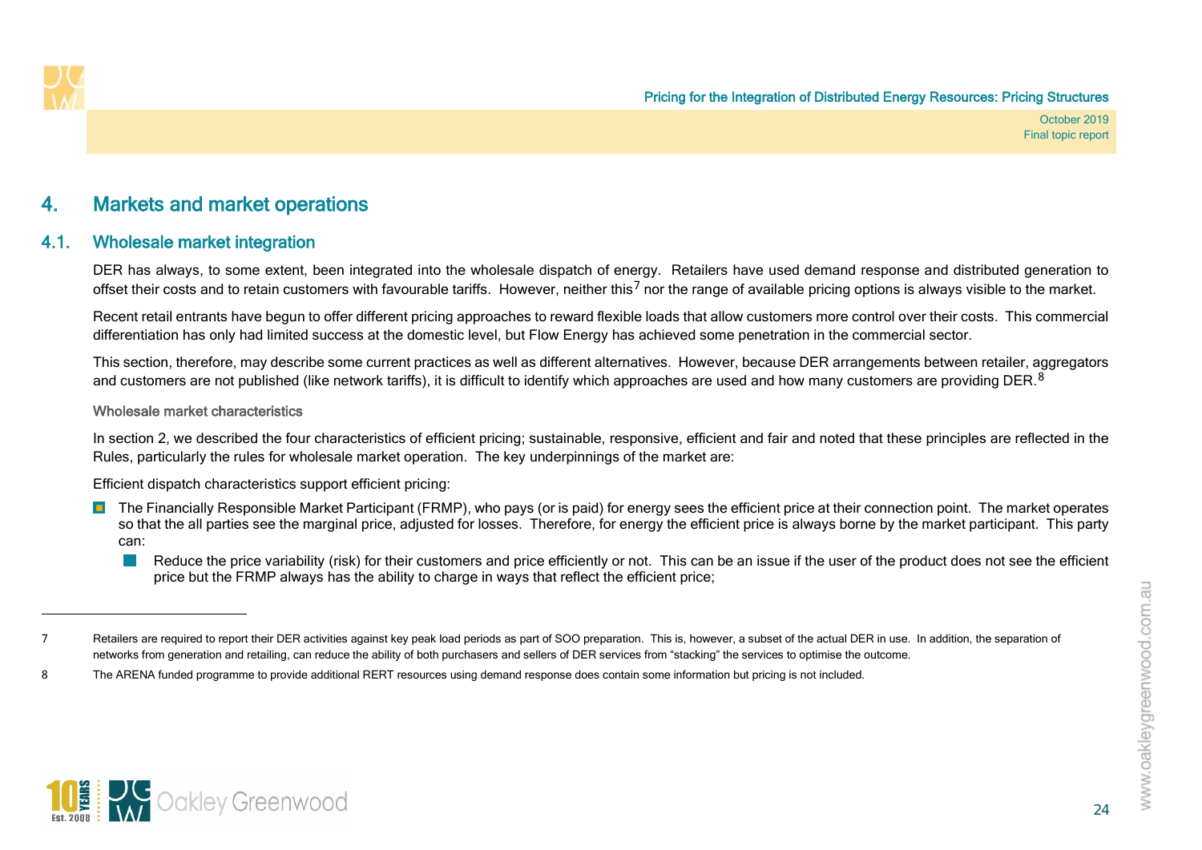# 4. Markets and market operations

## 4.1. Wholesale market integration

DER has always, to some extent, been integrated into the wholesale dispatch of energy. Retailers have used demand response and distributed generation to offset their costs and to retain customers with favourable tariffs. However, neither this[7] nor the range of available pricing options is always visible to the market.

Recent retail entrants have begun to offer different pricing approaches to reward flexible loads that allow customers more control over their costs. This commercial differentiation has only had limited success at the domestic level, but Flow Energy has achieved some penetration in the commercial sector.

This section, therefore, may describe some current practices as well as different alternatives. However, because DER arrangements between retailer, aggregators and customers are not published (like network tariffs), it is difficult to identify which approaches are used and how many customers are providing DER.[8]

### Wholesale market characteristics

In section 2, we described the four characteristics of efficient pricing; sustainable, responsive, efficient and fair and noted that these principles are reflected in the Rules, particularly the rules for wholesale market operation. The key underpinnings of the market are:

Efficient dispatch characteristics support efficient pricing:

- The Financially Responsible Market Participant (FRMP), who pays (or is paid) for energy sees the efficient price at their connection point. The market operates so that the all parties see the marginal price, adjusted for losses. Therefore, for energy the efficient price is always borne by the market participant. This party can:
  - Reduce the price variability (risk) for their customers and price efficiently or not. This can be an issue if the user of the product does not see the efficient price but the FRMP always has the ability to charge in ways that reflect the efficient price;

---

7 Retailers are required to report their DER activities against key peak load periods as part of SOO preparation. This is, however, a subset of the actual DER in use. In addition, the separation of networks from generation and retailing, can reduce the ability of both purchasers and sellers of DER services from "stacking" the services to optimise the outcome.

8 The ARENA funded programme to provide additional RERT resources using demand response does contain some information but pricing is not included.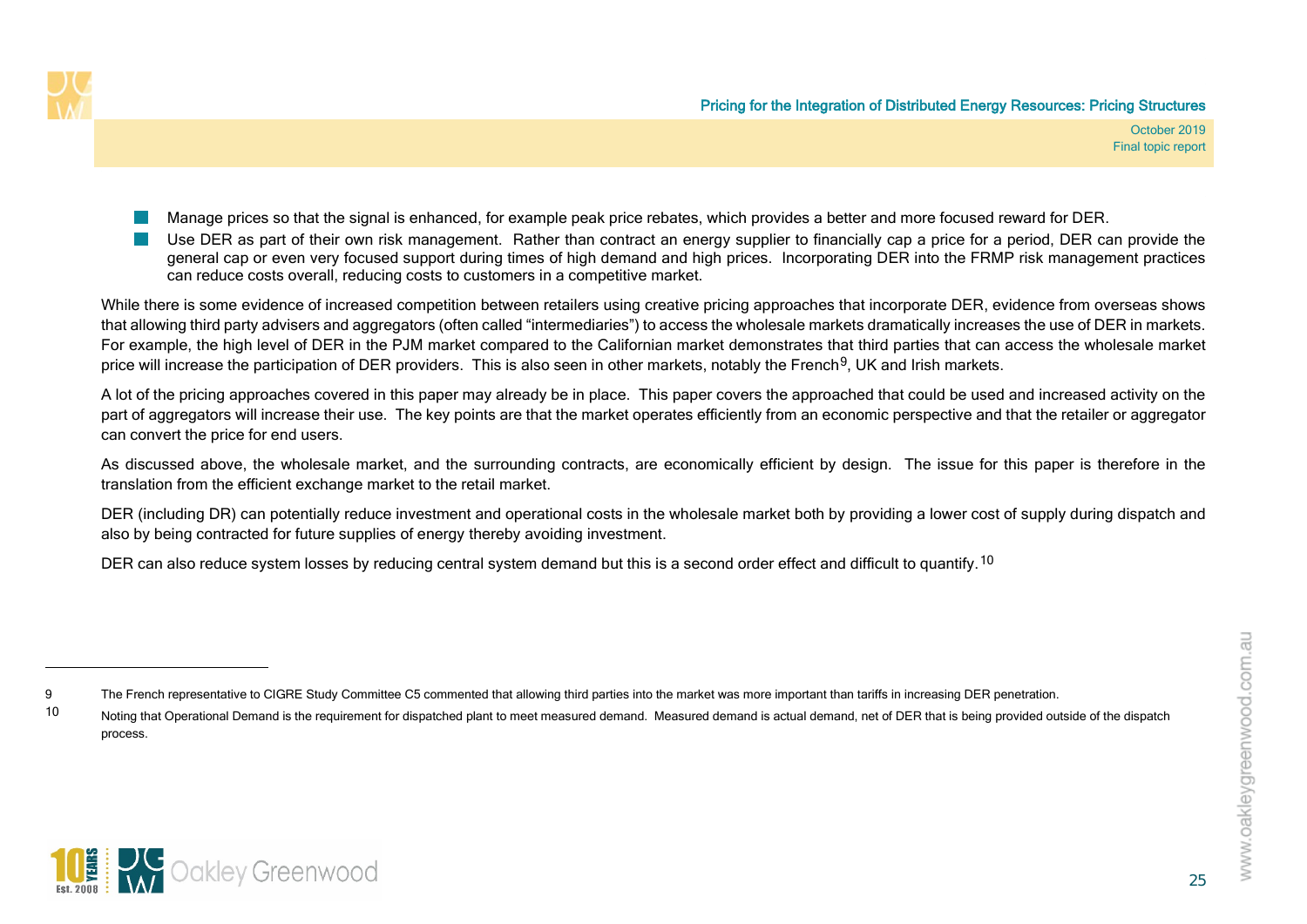- Manage prices so that the signal is enhanced, for example peak price rebates, which provides a better and more focused reward for DER.
- Use DER as part of their own risk management. Rather than contract an energy supplier to financially cap a price for a period, DER can provide the general cap or even very focused support during times of high demand and high prices. Incorporating DER into the FRMP risk management practices can reduce costs overall, reducing costs to customers in a competitive market.

While there is some evidence of increased competition between retailers using creative pricing approaches that incorporate DER, evidence from overseas shows that allowing third party advisers and aggregators (often called "intermediaries") to access the wholesale markets dramatically increases the use of DER in markets. For example, the high level of DER in the PJM market compared to the Californian market demonstrates that third parties that can access the wholesale market price will increase the participation of DER providers. This is also seen in other markets, notably the French[9], UK and Irish markets.

A lot of the pricing approaches covered in this paper may already be in place. This paper covers the approached that could be used and increased activity on the part of aggregators will increase their use. The key points are that the market operates efficiently from an economic perspective and that the retailer or aggregator can convert the price for end users.

As discussed above, the wholesale market, and the surrounding contracts, are economically efficient by design. The issue for this paper is therefore in the translation from the efficient exchange market to the retail market.

DER (including DR) can potentially reduce investment and operational costs in the wholesale market both by providing a lower cost of supply during dispatch and also by being contracted for future supplies of energy thereby avoiding investment.

DER can also reduce system losses by reducing central system demand but this is a second order effect and difficult to quantify.[10]

---

9 The French representative to CIGRE Study Committee C5 commented that allowing third parties into the market was more important than tariffs in increasing DER penetration.

10 Noting that Operational Demand is the requirement for dispatched plant to meet measured demand. Measured demand is actual demand, net of DER that is being provided outside of the dispatch process.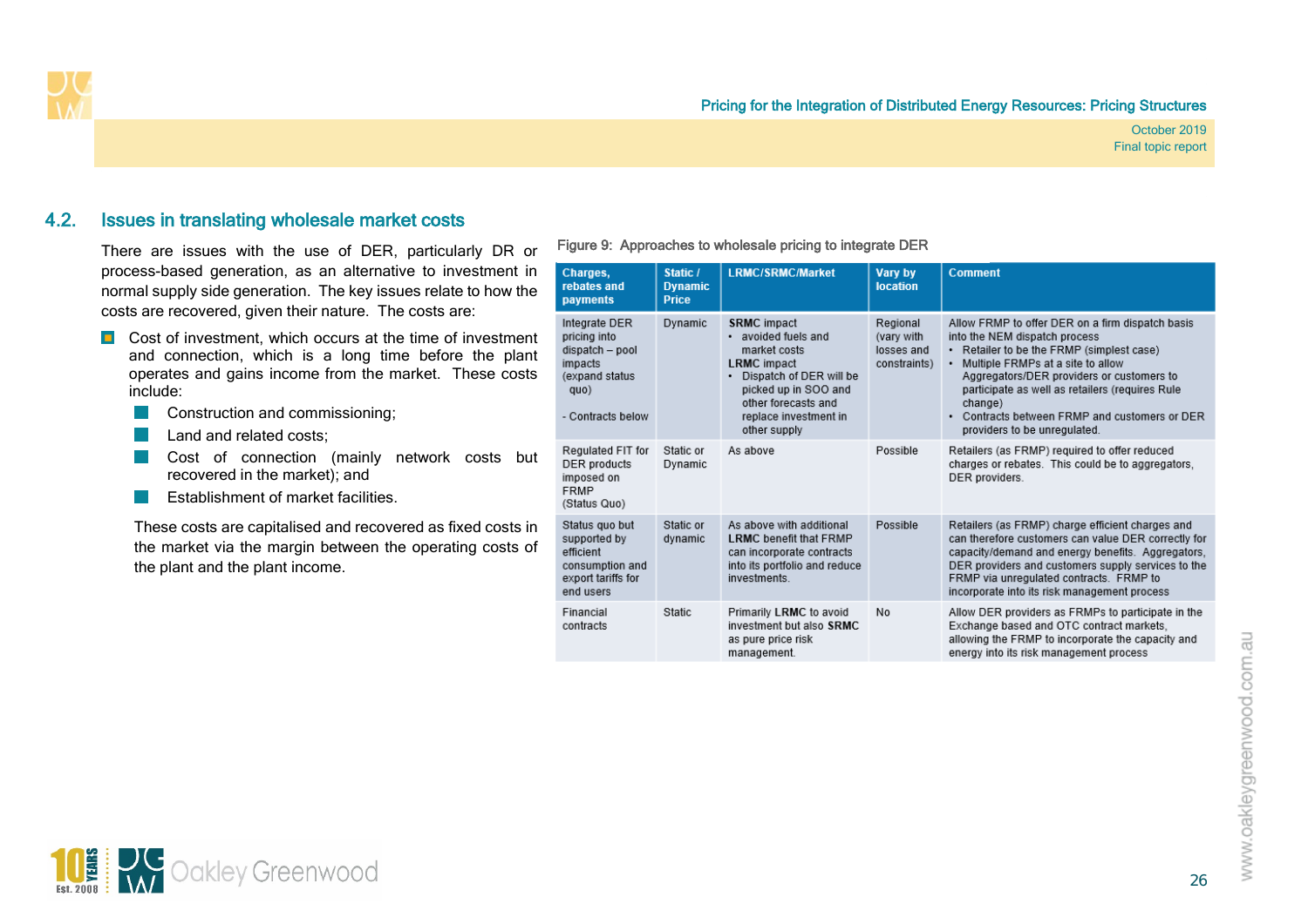## 4.2. Issues in translating wholesale market costs

There are issues with the use of DER, particularly DR or process-based generation, as an alternative to investment in normal supply side generation. The key issues relate to how the costs are recovered, given their nature. The costs are:

- Cost of investment, which occurs at the time of investment and connection, which is a long time before the plant operates and gains income from the market. These costs include:
  - Construction and commissioning;
  - Land and related costs;
  - Cost of connection (mainly network costs but recovered in the market); and
  - Establishment of market facilities.

  These costs are capitalised and recovered as fixed costs in the market via the margin between the operating costs of the plant and the plant income.

Figure 9: Approaches to wholesale pricing to integrate DER

| Charges, rebates and payments | Static / Dynamic Price | LRMC/SRMC/Market | Vary by location | Comment |
|---|---|---|---|---|
| Integrate DER pricing into dispatch – pool impacts (expand status quo)<br><br>- Contracts below | Dynamic | **SRMC** impact<br>• avoided fuels and market costs<br>**LRMC** impact<br>• Dispatch of DER will be picked up in SOO and other forecasts and replace investment in other supply | Regional (vary with losses and constraints) | Allow FRMP to offer DER on a firm dispatch basis into the NEM dispatch process<br>• Retailer to be the FRMP (simplest case)<br>• Multiple FRMPs at a site to allow Aggregators/DER providers or customers to participate as well as retailers (requires Rule change)<br>• Contracts between FRMP and customers or DER providers to be unregulated. |
| Regulated FIT for DER products imposed on FRMP (Status Quo) | Static or Dynamic | As above | Possible | Retailers (as FRMP) required to offer reduced charges or rebates. This could be to aggregators, DER providers. |
| Status quo but supported by efficient consumption and export tariffs for end users | Static or dynamic | As above with additional **LRMC** benefit that FRMP can incorporate contracts into its portfolio and reduce investments. | Possible | Retailers (as FRMP) charge efficient charges and can therefore customers can value DER correctly for capacity/demand and energy benefits. Aggregators, DER providers and customers supply services to the FRMP via unregulated contracts. FRMP to incorporate into its risk management process |
| Financial contracts | Static | Primarily **LRMC** to avoid investment but also **SRMC** as pure price risk management. | No | Allow DER providers as FRMPs to participate in the Exchange based and OTC contract markets, allowing the FRMP to incorporate the capacity and energy into its risk management process |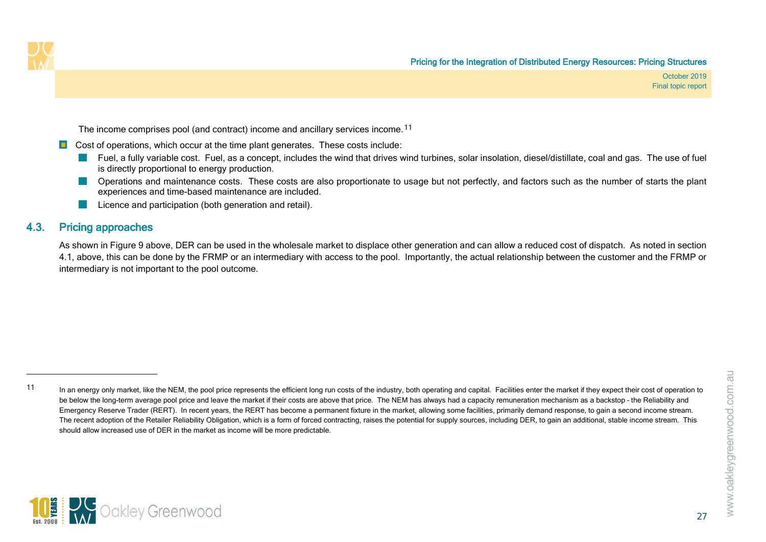The income comprises pool (and contract) income and ancillary services income.[11]

- Cost of operations, which occur at the time plant generates. These costs include:
  - Fuel, a fully variable cost. Fuel, as a concept, includes the wind that drives wind turbines, solar insolation, diesel/distillate, coal and gas. The use of fuel is directly proportional to energy production.
  - Operations and maintenance costs. These costs are also proportionate to usage but not perfectly, and factors such as the number of starts the plant experiences and time-based maintenance are included.
  - Licence and participation (both generation and retail).

## 4.3. Pricing approaches

As shown in Figure 9 above, DER can be used in the wholesale market to displace other generation and can allow a reduced cost of dispatch. As noted in section 4.1, above, this can be done by the FRMP or an intermediary with access to the pool. Importantly, the actual relationship between the customer and the FRMP or intermediary is not important to the pool outcome.

---

[11] In an energy only market, like the NEM, the pool price represents the efficient long run costs of the industry, both operating and capital. Facilities enter the market if they expect their cost of operation to be below the long-term average pool price and leave the market if their costs are above that price. The NEM has always had a capacity remuneration mechanism as a backstop – the Reliability and Emergency Reserve Trader (RERT). In recent years, the RERT has become a permanent fixture in the market, allowing some facilities, primarily demand response, to gain a second income stream. The recent adoption of the Retailer Reliability Obligation, which is a form of forced contracting, raises the potential for supply sources, including DER, to gain an additional, stable income stream. This should allow increased use of DER in the market as income will be more predictable.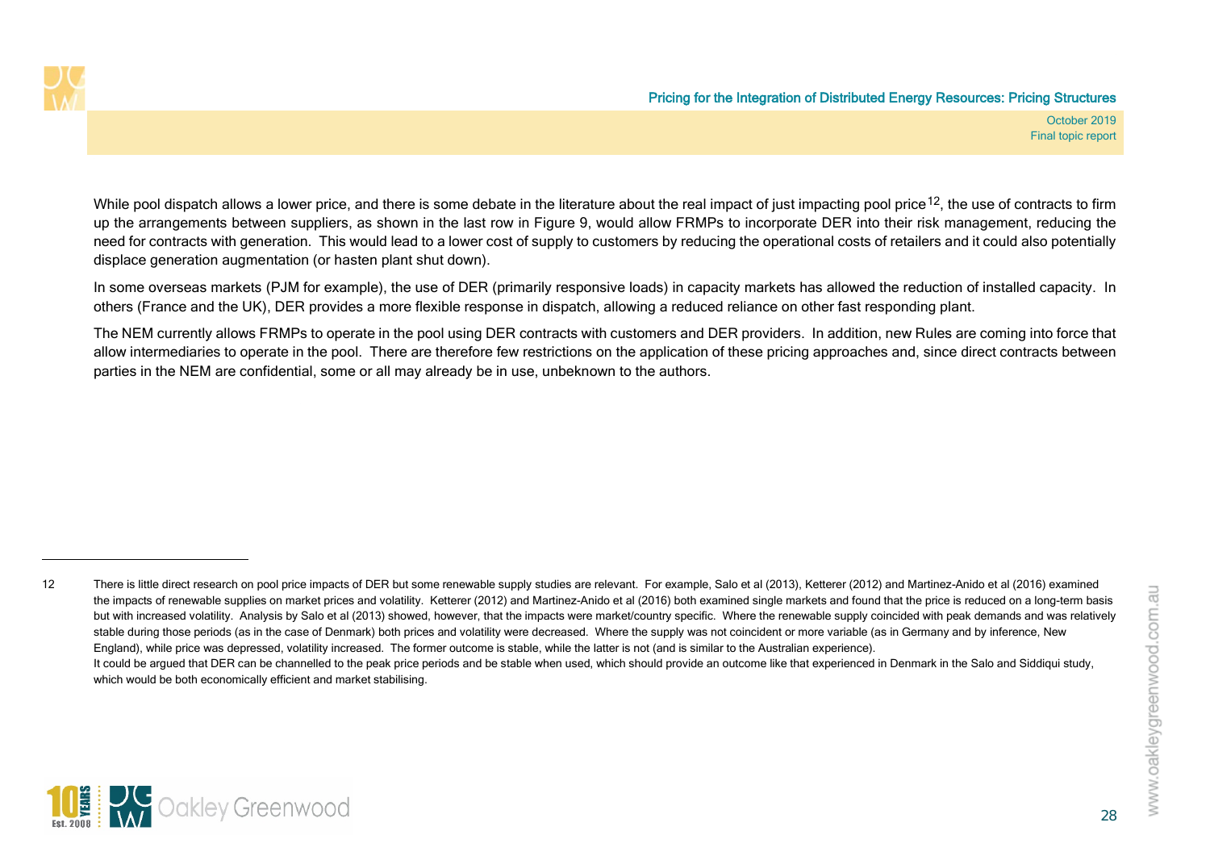While pool dispatch allows a lower price, and there is some debate in the literature about the real impact of just impacting pool price[12], the use of contracts to firm up the arrangements between suppliers, as shown in the last row in Figure 9, would allow FRMPs to incorporate DER into their risk management, reducing the need for contracts with generation. This would lead to a lower cost of supply to customers by reducing the operational costs of retailers and it could also potentially displace generation augmentation (or hasten plant shut down).

In some overseas markets (PJM for example), the use of DER (primarily responsive loads) in capacity markets has allowed the reduction of installed capacity. In others (France and the UK), DER provides a more flexible response in dispatch, allowing a reduced reliance on other fast responding plant.

The NEM currently allows FRMPs to operate in the pool using DER contracts with customers and DER providers. In addition, new Rules are coming into force that allow intermediaries to operate in the pool. There are therefore few restrictions on the application of these pricing approaches and, since direct contracts between parties in the NEM are confidential, some or all may already be in use, unbeknown to the authors.

---

12 There is little direct research on pool price impacts of DER but some renewable supply studies are relevant. For example, Salo et al (2013), Ketterer (2012) and Martinez-Anido et al (2016) examined the impacts of renewable supplies on market prices and volatility. Ketterer (2012) and Martinez-Anido et al (2016) both examined single markets and found that the price is reduced on a long-term basis but with increased volatility. Analysis by Salo et al (2013) showed, however, that the impacts were market/country specific. Where the renewable supply coincided with peak demands and was relatively stable during those periods (as in the case of Denmark) both prices and volatility were decreased. Where the supply was not coincident or more variable (as in Germany and by inference, New England), while price was depressed, volatility increased. The former outcome is stable, while the latter is not (and is similar to the Australian experience).
It could be argued that DER can be channelled to the peak price periods and be stable when used, which should provide an outcome like that experienced in Denmark in the Salo and Siddiqui study, which would be both economically efficient and market stabilising.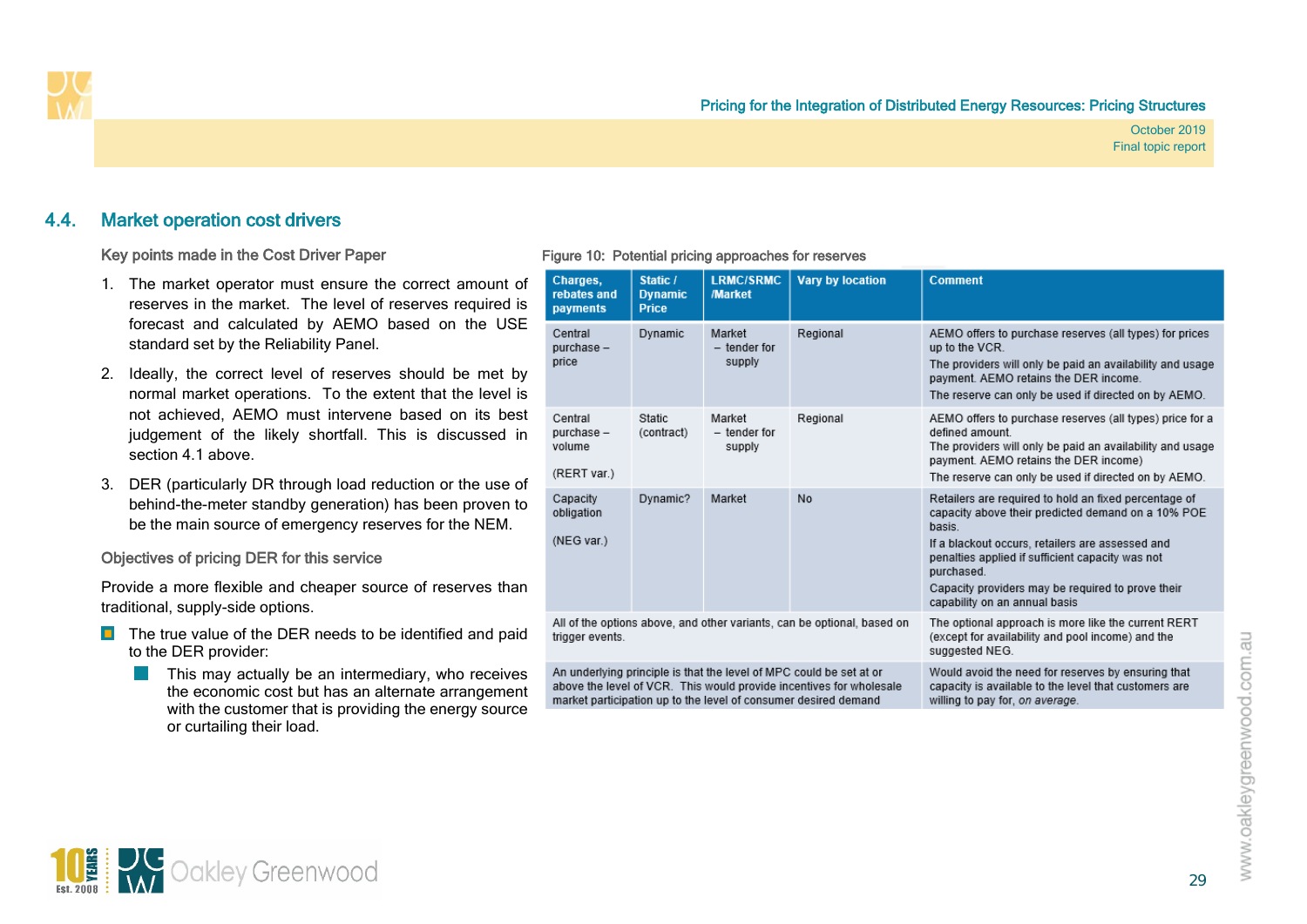## 4.4. Market operation cost drivers

Key points made in the Cost Driver Paper

1. The market operator must ensure the correct amount of reserves in the market. The level of reserves required is forecast and calculated by AEMO based on the USE standard set by the Reliability Panel.
2. Ideally, the correct level of reserves should be met by normal market operations. To the extent that the level is not achieved, AEMO must intervene based on its best judgement of the likely shortfall. This is discussed in section 4.1 above.
3. DER (particularly DR through load reduction or the use of behind-the-meter standby generation) has been proven to be the main source of emergency reserves for the NEM.

Objectives of pricing DER for this service

Provide a more flexible and cheaper source of reserves than traditional, supply-side options.

- The true value of the DER needs to be identified and paid to the DER provider:
  - This may actually be an intermediary, who receives the economic cost but has an alternate arrangement with the customer that is providing the energy source or curtailing their load.

Figure 10: Potential pricing approaches for reserves

| Charges, rebates and payments | Static / Dynamic Price | LRMC/SRMC /Market | Vary by location | Comment |
|---|---|---|---|---|
| Central purchase – price | Dynamic | Market – tender for supply | Regional | AEMO offers to purchase reserves (all types) for prices up to the VCR. The providers will only be paid an availability and usage payment. AEMO retains the DER income. The reserve can only be used if directed on by AEMO. |
| Central purchase – volume (RERT var.) | Static (contract) | Market – tender for supply | Regional | AEMO offers to purchase reserves (all types) price for a defined amount. The providers will only be paid an availability and usage payment. AEMO retains the DER income) The reserve can only be used if directed on by AEMO. |
| Capacity obligation (NEG var.) | Dynamic? | Market | No | Retailers are required to hold an fixed percentage of capacity above their predicted demand on a 10% POE basis. If a blackout occurs, retailers are assessed and penalties applied if sufficient capacity was not purchased. Capacity providers may be required to prove their capability on an annual basis |
| All of the options above, and other variants, can be optional, based on trigger events. | | | | The optional approach is more like the current RERT (except for availability and pool income) and the suggested NEG. |
| An underlying principle is that the level of MPC could be set at or above the level of VCR. This would provide incentives for wholesale market participation up to the level of consumer desired demand | | | | Would avoid the need for reserves by ensuring that capacity is available to the level that customers are willing to pay for, *on average*. |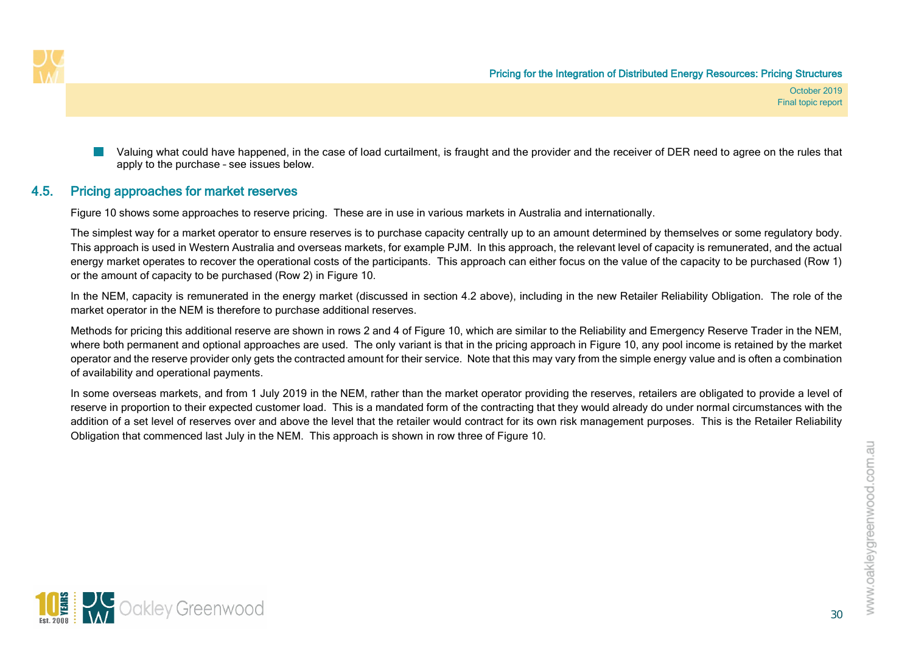- Valuing what could have happened, in the case of load curtailment, is fraught and the provider and the receiver of DER need to agree on the rules that apply to the purchase – see issues below.

## 4.5. Pricing approaches for market reserves

Figure 10 shows some approaches to reserve pricing. These are in use in various markets in Australia and internationally.

The simplest way for a market operator to ensure reserves is to purchase capacity centrally up to an amount determined by themselves or some regulatory body. This approach is used in Western Australia and overseas markets, for example PJM. In this approach, the relevant level of capacity is remunerated, and the actual energy market operates to recover the operational costs of the participants. This approach can either focus on the value of the capacity to be purchased (Row 1) or the amount of capacity to be purchased (Row 2) in Figure 10.

In the NEM, capacity is remunerated in the energy market (discussed in section 4.2 above), including in the new Retailer Reliability Obligation. The role of the market operator in the NEM is therefore to purchase additional reserves.

Methods for pricing this additional reserve are shown in rows 2 and 4 of Figure 10, which are similar to the Reliability and Emergency Reserve Trader in the NEM, where both permanent and optional approaches are used. The only variant is that in the pricing approach in Figure 10, any pool income is retained by the market operator and the reserve provider only gets the contracted amount for their service. Note that this may vary from the simple energy value and is often a combination of availability and operational payments.

In some overseas markets, and from 1 July 2019 in the NEM, rather than the market operator providing the reserves, retailers are obligated to provide a level of reserve in proportion to their expected customer load. This is a mandated form of the contracting that they would already do under normal circumstances with the addition of a set level of reserves over and above the level that the retailer would contract for its own risk management purposes. This is the Retailer Reliability Obligation that commenced last July in the NEM. This approach is shown in row three of Figure 10.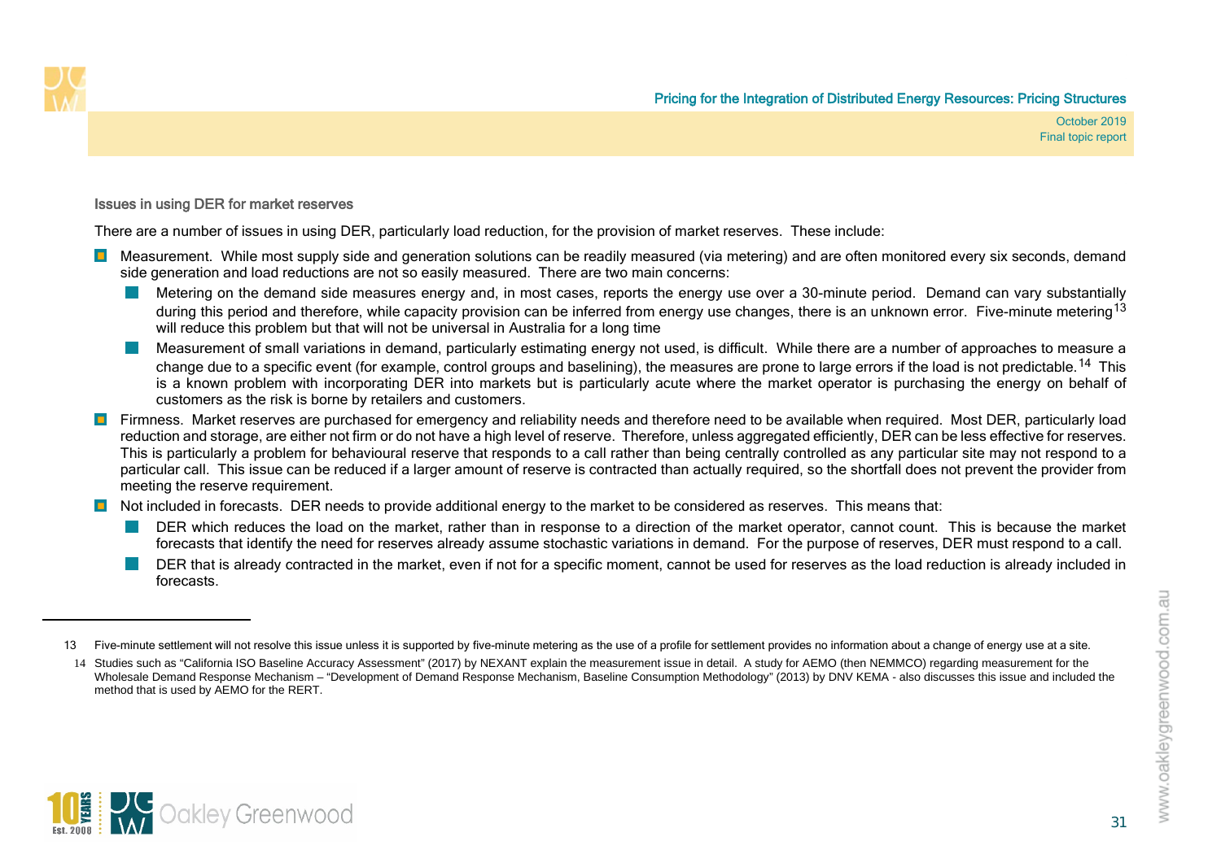### Issues in using DER for market reserves

There are a number of issues in using DER, particularly load reduction, for the provision of market reserves. These include:

- Measurement. While most supply side and generation solutions can be readily measured (via metering) and are often monitored every six seconds, demand side generation and load reductions are not so easily measured. There are two main concerns:
  - Metering on the demand side measures energy and, in most cases, reports the energy use over a 30-minute period. Demand can vary substantially during this period and therefore, while capacity provision can be inferred from energy use changes, there is an unknown error. Five-minute metering[13] will reduce this problem but that will not be universal in Australia for a long time
  - Measurement of small variations in demand, particularly estimating energy not used, is difficult. While there are a number of approaches to measure a change due to a specific event (for example, control groups and baselining), the measures are prone to large errors if the load is not predictable.[14] This is a known problem with incorporating DER into markets but is particularly acute where the market operator is purchasing the energy on behalf of customers as the risk is borne by retailers and customers.
- Firmness. Market reserves are purchased for emergency and reliability needs and therefore need to be available when required. Most DER, particularly load reduction and storage, are either not firm or do not have a high level of reserve. Therefore, unless aggregated efficiently, DER can be less effective for reserves. This is particularly a problem for behavioural reserve that responds to a call rather than being centrally controlled as any particular site may not respond to a particular call. This issue can be reduced if a larger amount of reserve is contracted than actually required, so the shortfall does not prevent the provider from meeting the reserve requirement.
- Not included in forecasts. DER needs to provide additional energy to the market to be considered as reserves. This means that:
  - DER which reduces the load on the market, rather than in response to a direction of the market operator, cannot count. This is because the market forecasts that identify the need for reserves already assume stochastic variations in demand. For the purpose of reserves, DER must respond to a call.
  - DER that is already contracted in the market, even if not for a specific moment, cannot be used for reserves as the load reduction is already included in forecasts.

---

13 Five-minute settlement will not resolve this issue unless it is supported by five-minute metering as the use of a profile for settlement provides no information about a change of energy use at a site.

14 Studies such as "California ISO Baseline Accuracy Assessment" (2017) by NEXANT explain the measurement issue in detail. A study for AEMO (then NEMMCO) regarding measurement for the Wholesale Demand Response Mechanism – "Development of Demand Response Mechanism, Baseline Consumption Methodology" (2013) by DNV KEMA - also discusses this issue and included the method that is used by AEMO for the RERT.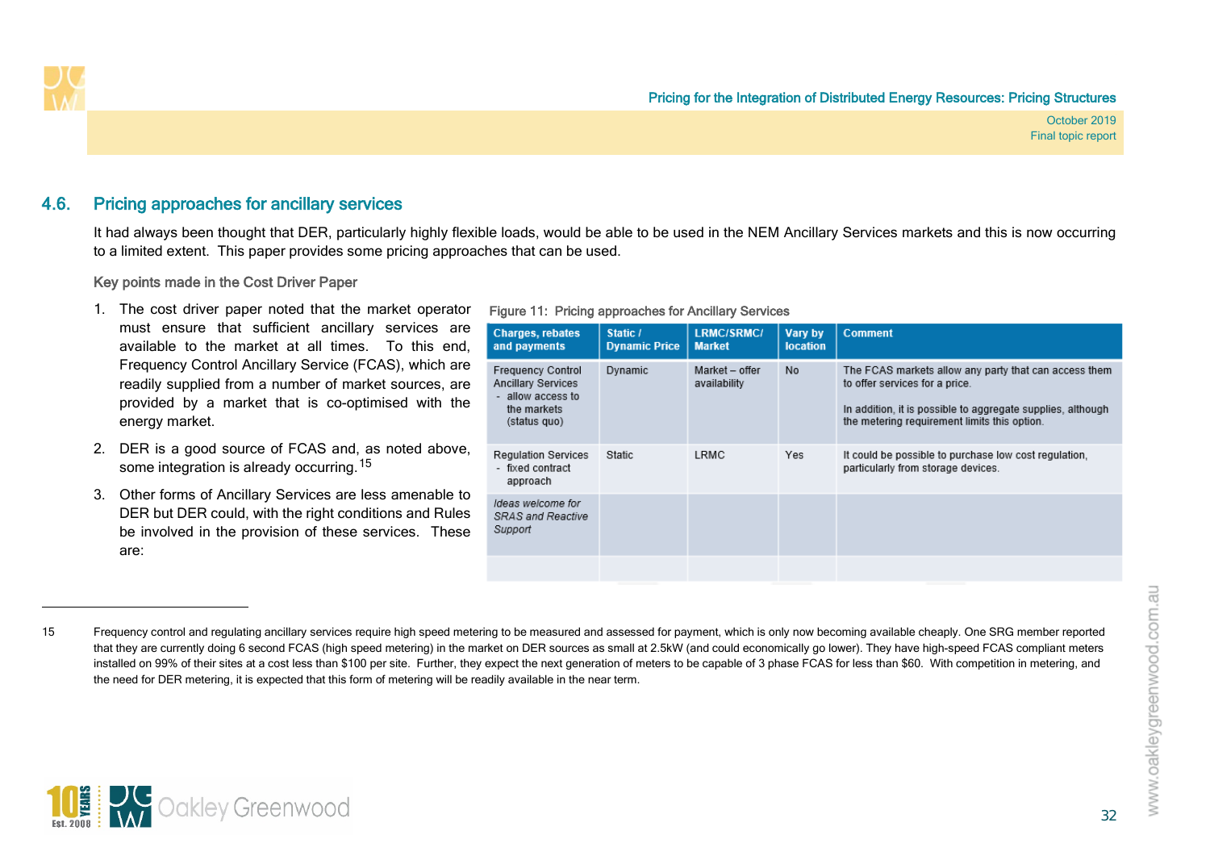## 4.6. Pricing approaches for ancillary services

It had always been thought that DER, particularly highly flexible loads, would be able to be used in the NEM Ancillary Services markets and this is now occurring to a limited extent. This paper provides some pricing approaches that can be used.

Key points made in the Cost Driver Paper

1. The cost driver paper noted that the market operator must ensure that sufficient ancillary services are available to the market at all times. To this end, Frequency Control Ancillary Service (FCAS), which are readily supplied from a number of market sources, are provided by a market that is co-optimised with the energy market.
2. DER is a good source of FCAS and, as noted above, some integration is already occurring.[15]
3. Other forms of Ancillary Services are less amenable to DER but DER could, with the right conditions and Rules be involved in the provision of these services. These are:

Figure 11: Pricing approaches for Ancillary Services

| Charges, rebates and payments | Static / Dynamic Price | LRMC/SRMC/ Market | Vary by location | Comment |
|---|---|---|---|---|
| Frequency Control Ancillary Services - allow access to the markets (status quo) | Dynamic | Market – offer availability | No | The FCAS markets allow any party that can access them to offer services for a price. In addition, it is possible to aggregate supplies, although the metering requirement limits this option. |
| Regulation Services - fixed contract approach | Static | LRMC | Yes | It could be possible to purchase low cost regulation, particularly from storage devices. |
| *Ideas welcome for SRAS and Reactive Support* | | | | |
| | | | | |

15 Frequency control and regulating ancillary services require high speed metering to be measured and assessed for payment, which is only now becoming available cheaply. One SRG member reported that they are currently doing 6 second FCAS (high speed metering) in the market on DER sources as small at 2.5kW (and could economically go lower). They have high-speed FCAS compliant meters installed on 99% of their sites at a cost less than $100 per site. Further, they expect the next generation of meters to be capable of 3 phase FCAS for less than $60. With competition in metering, and the need for DER metering, it is expected that this form of metering will be readily available in the near term.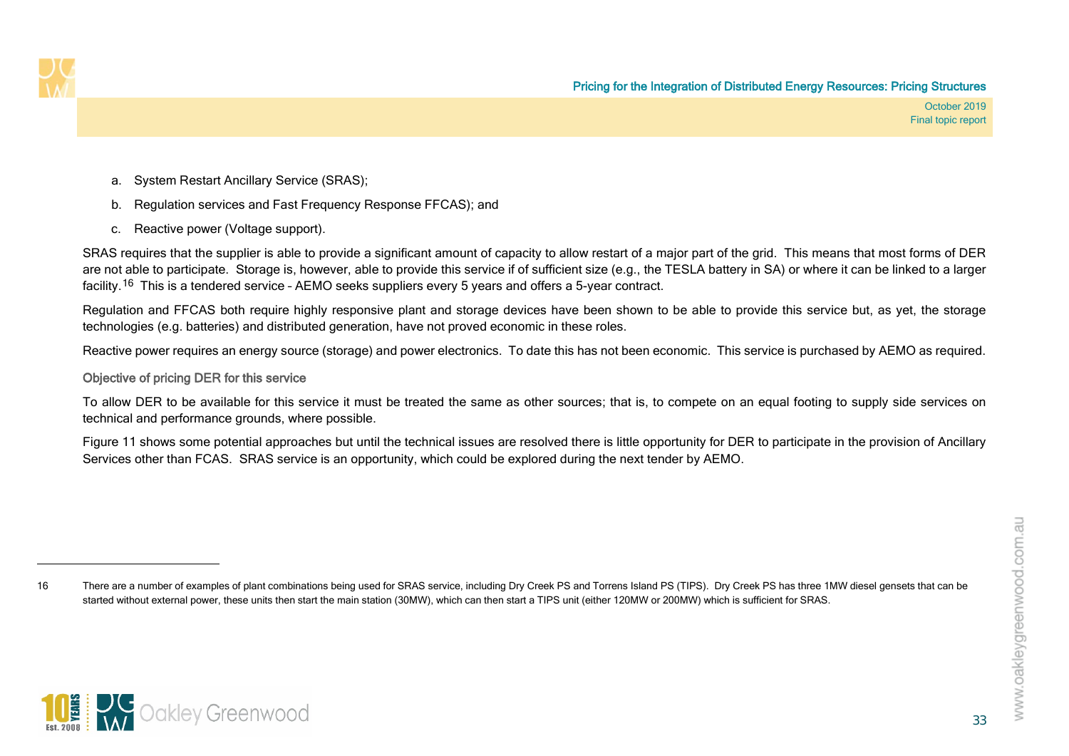a. System Restart Ancillary Service (SRAS);

b. Regulation services and Fast Frequency Response FFCAS); and

c. Reactive power (Voltage support).

SRAS requires that the supplier is able to provide a significant amount of capacity to allow restart of a major part of the grid. This means that most forms of DER are not able to participate. Storage is, however, able to provide this service if of sufficient size (e.g., the TESLA battery in SA) or where it can be linked to a larger facility.[16] This is a tendered service – AEMO seeks suppliers every 5 years and offers a 5-year contract.

Regulation and FFCAS both require highly responsive plant and storage devices have been shown to be able to provide this service but, as yet, the storage technologies (e.g. batteries) and distributed generation, have not proved economic in these roles.

Reactive power requires an energy source (storage) and power electronics. To date this has not been economic. This service is purchased by AEMO as required.

### Objective of pricing DER for this service

To allow DER to be available for this service it must be treated the same as other sources; that is, to compete on an equal footing to supply side services on technical and performance grounds, where possible.

Figure 11 shows some potential approaches but until the technical issues are resolved there is little opportunity for DER to participate in the provision of Ancillary Services other than FCAS. SRAS service is an opportunity, which could be explored during the next tender by AEMO.

---

16 There are a number of examples of plant combinations being used for SRAS service, including Dry Creek PS and Torrens Island PS (TIPS). Dry Creek PS has three 1MW diesel gensets that can be started without external power, these units then start the main station (30MW), which can then start a TIPS unit (either 120MW or 200MW) which is sufficient for SRAS.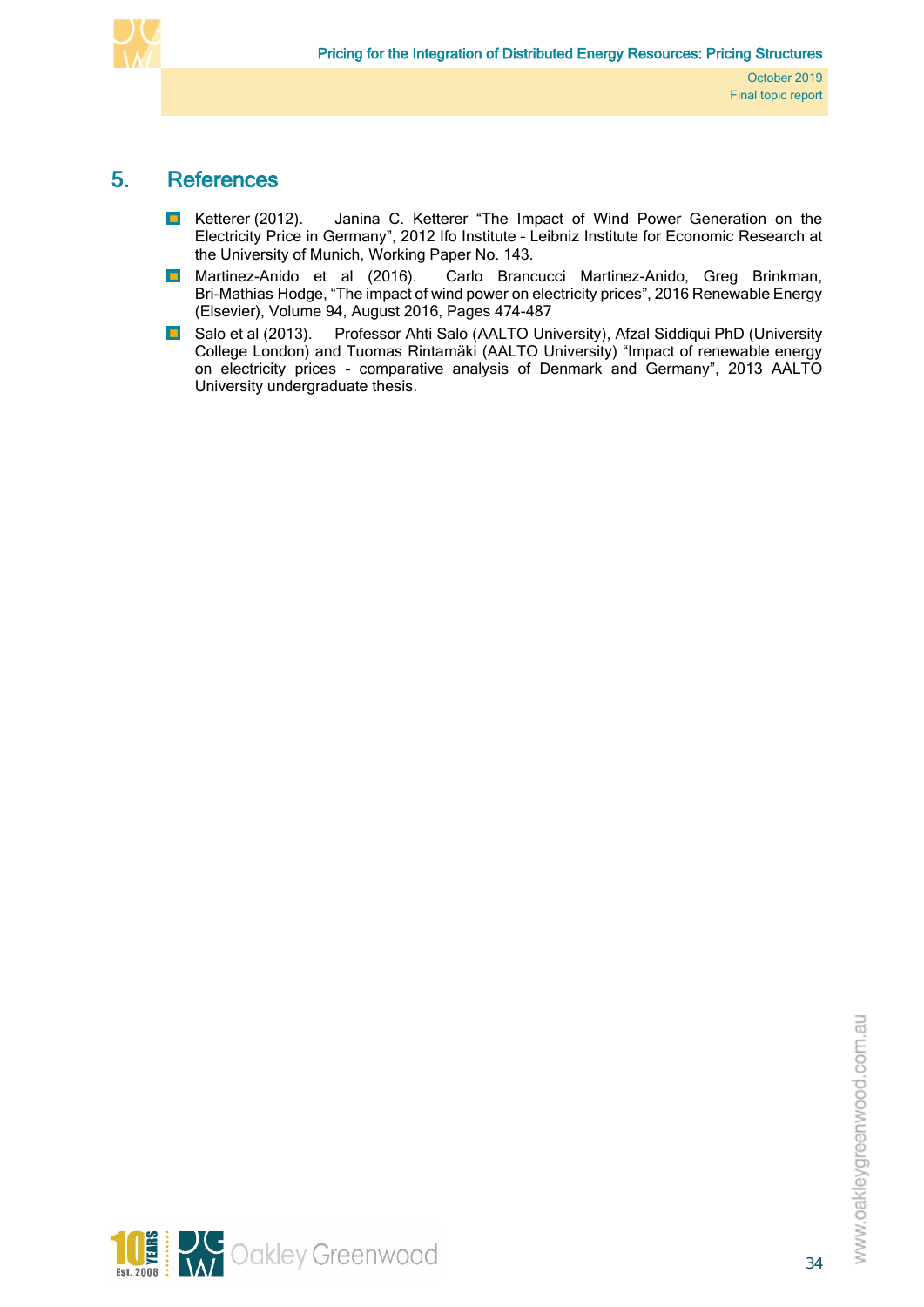# 5. References

- Ketterer (2012). Janina C. Ketterer "The Impact of Wind Power Generation on the Electricity Price in Germany", 2012 Ifo Institute – Leibniz Institute for Economic Research at the University of Munich, Working Paper No. 143.
- Martinez-Anido et al (2016). Carlo Brancucci Martinez-Anido, Greg Brinkman, Bri-Mathias Hodge, "The impact of wind power on electricity prices", 2016 Renewable Energy (Elsevier), Volume 94, August 2016, Pages 474-487
- Salo et al (2013). Professor Ahti Salo (AALTO University), Afzal Siddiqui PhD (University College London) and Tuomas Rintamäki (AALTO University) "Impact of renewable energy on electricity prices - comparative analysis of Denmark and Germany", 2013 AALTO University undergraduate thesis.